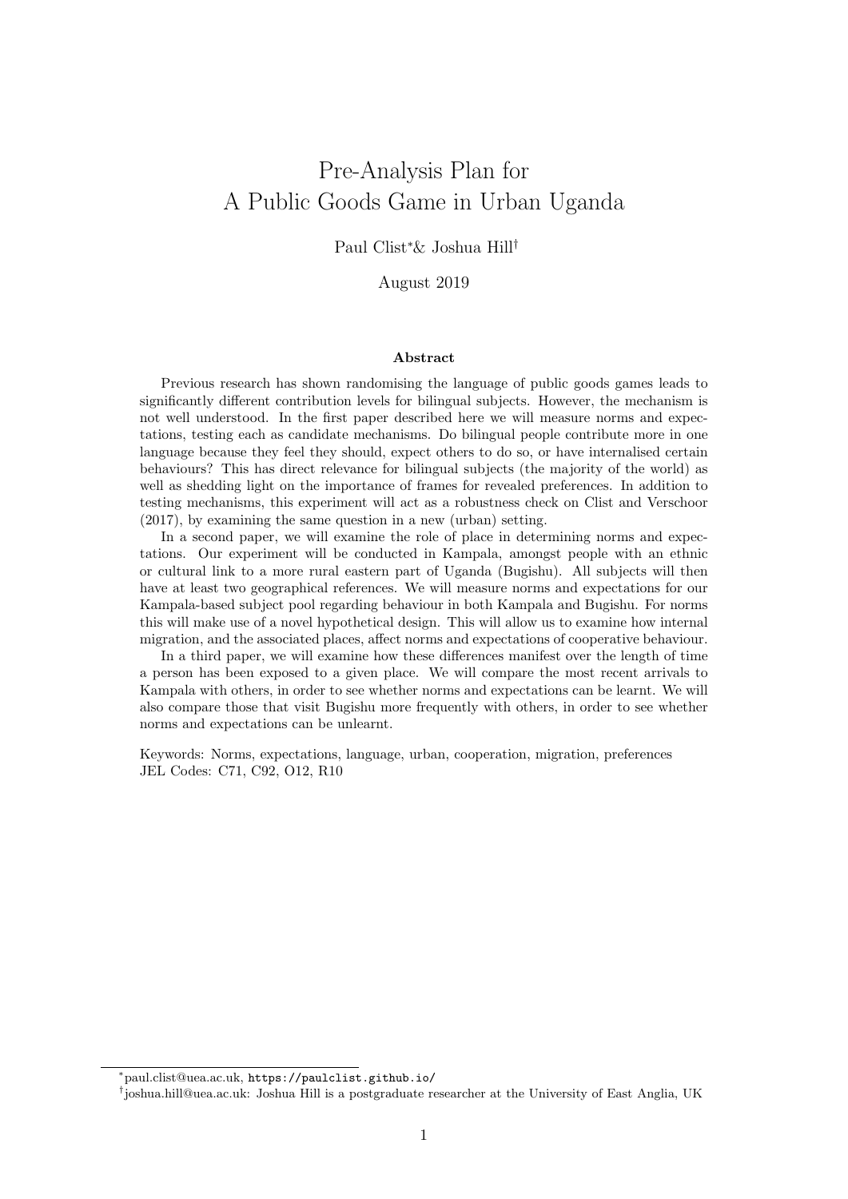# Pre-Analysis Plan for A Public Goods Game in Urban Uganda

Paul Clist[*] & Joshua Hill[†]

August 2019

### Abstract

Previous research has shown randomising the language of public goods games leads to significantly different contribution levels for bilingual subjects. However, the mechanism is not well understood. In the first paper described here we will measure norms and expectations, testing each as candidate mechanisms. Do bilingual people contribute more in one language because they feel they should, expect others to do so, or have internalised certain behaviours? This has direct relevance for bilingual subjects (the majority of the world) as well as shedding light on the importance of frames for revealed preferences. In addition to testing mechanisms, this experiment will act as a robustness check on Clist and Verschoor (2017), by examining the same question in a new (urban) setting.

In a second paper, we will examine the role of place in determining norms and expectations. Our experiment will be conducted in Kampala, amongst people with an ethnic or cultural link to a more rural eastern part of Uganda (Bugishu). All subjects will then have at least two geographical references. We will measure norms and expectations for our Kampala-based subject pool regarding behaviour in both Kampala and Bugishu. For norms this will make use of a novel hypothetical design. This will allow us to examine how internal migration, and the associated places, affect norms and expectations of cooperative behaviour.

In a third paper, we will examine how these differences manifest over the length of time a person has been exposed to a given place. We will compare the most recent arrivals to Kampala with others, in order to see whether norms and expectations can be learnt. We will also compare those that visit Bugishu more frequently with others, in order to see whether norms and expectations can be unlearnt.

Keywords: Norms, expectations, language, urban, cooperation, migration, preferences
JEL Codes: C71, C92, O12, R10

---

[*] paul.clist@uea.ac.uk, https://paulclist.github.io/

[†] joshua.hill@uea.ac.uk: Joshua Hill is a postgraduate researcher at the University of East Anglia, UK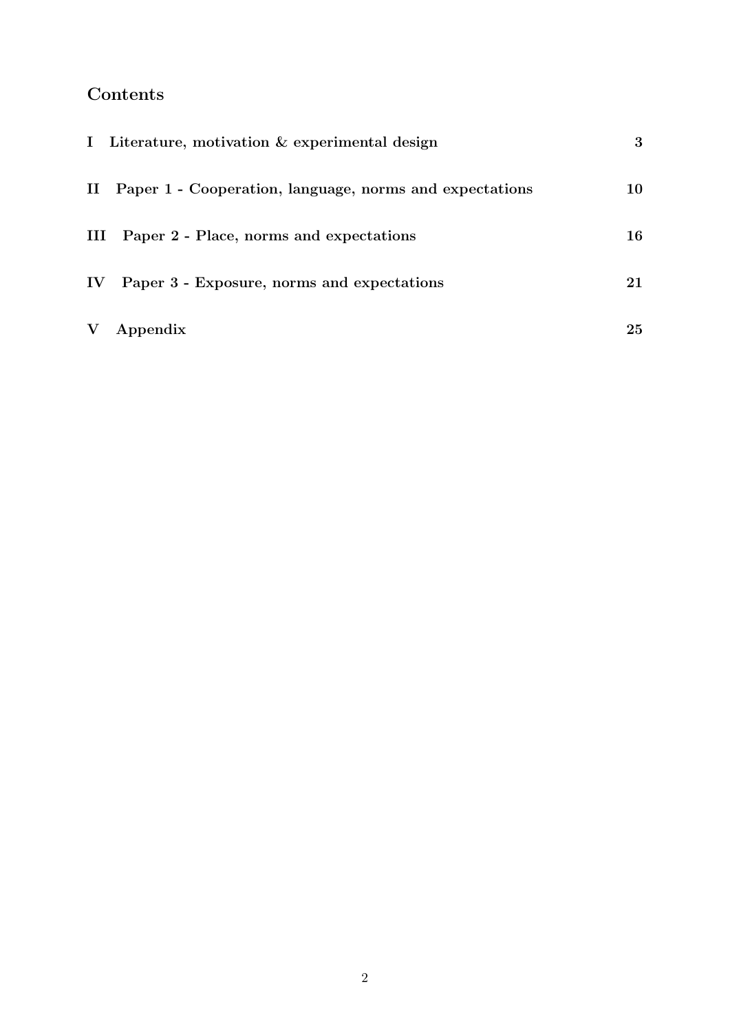## Contents

| | | |
|---|---|---|
| **I** | **Literature, motivation & experimental design** | **3** |
| **II** | **Paper 1 - Cooperation, language, norms and expectations** | **10** |
| **III** | **Paper 2 - Place, norms and expectations** | **16** |
| **IV** | **Paper 3 - Exposure, norms and expectations** | **21** |
| **V** | **Appendix** | **25** |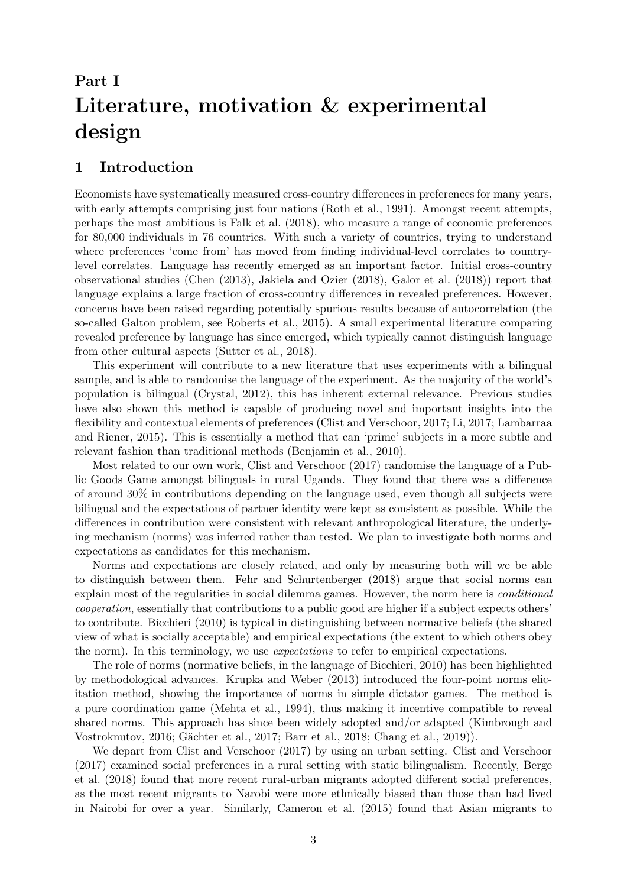# Part I
# Literature, motivation & experimental design

## 1 Introduction

Economists have systematically measured cross-country differences in preferences for many years, with early attempts comprising just four nations (Roth et al., 1991). Amongst recent attempts, perhaps the most ambitious is Falk et al. (2018), who measure a range of economic preferences for 80,000 individuals in 76 countries. With such a variety of countries, trying to understand where preferences 'come from' has moved from finding individual-level correlates to country-level correlates. Language has recently emerged as an important factor. Initial cross-country observational studies (Chen (2013), Jakiela and Ozier (2018), Galor et al. (2018)) report that language explains a large fraction of cross-country differences in revealed preferences. However, concerns have been raised regarding potentially spurious results because of autocorrelation (the so-called Galton problem, see Roberts et al., 2015). A small experimental literature comparing revealed preference by language has since emerged, which typically cannot distinguish language from other cultural aspects (Sutter et al., 2018).

This experiment will contribute to a new literature that uses experiments with a bilingual sample, and is able to randomise the language of the experiment. As the majority of the world's population is bilingual (Crystal, 2012), this has inherent external relevance. Previous studies have also shown this method is capable of producing novel and important insights into the flexibility and contextual elements of preferences (Clist and Verschoor, 2017; Li, 2017; Lambarraa and Riener, 2015). This is essentially a method that can 'prime' subjects in a more subtle and relevant fashion than traditional methods (Benjamin et al., 2010).

Most related to our own work, Clist and Verschoor (2017) randomise the language of a Public Goods Game amongst bilinguals in rural Uganda. They found that there was a difference of around 30% in contributions depending on the language used, even though all subjects were bilingual and the expectations of partner identity were kept as consistent as possible. While the differences in contribution were consistent with relevant anthropological literature, the underlying mechanism (norms) was inferred rather than tested. We plan to investigate both norms and expectations as candidates for this mechanism.

Norms and expectations are closely related, and only by measuring both will we be able to distinguish between them. Fehr and Schurtenberger (2018) argue that social norms can explain most of the regularities in social dilemma games. However, the norm here is *conditional cooperation*, essentially that contributions to a public good are higher if a subject expects others' to contribute. Bicchieri (2010) is typical in distinguishing between normative beliefs (the shared view of what is socially acceptable) and empirical expectations (the extent to which others obey the norm). In this terminology, we use *expectations* to refer to empirical expectations.

The role of norms (normative beliefs, in the language of Bicchieri, 2010) has been highlighted by methodological advances. Krupka and Weber (2013) introduced the four-point norms elicitation method, showing the importance of norms in simple dictator games. The method is a pure coordination game (Mehta et al., 1994), thus making it incentive compatible to reveal shared norms. This approach has since been widely adopted and/or adapted (Kimbrough and Vostroknutov, 2016; Gächter et al., 2017; Barr et al., 2018; Chang et al., 2019)).

We depart from Clist and Verschoor (2017) by using an urban setting. Clist and Verschoor (2017) examined social preferences in a rural setting with static bilingualism. Recently, Berge et al. (2018) found that more recent rural-urban migrants adopted different social preferences, as the most recent migrants to Narobi were more ethnically biased than those than had lived in Nairobi for over a year. Similarly, Cameron et al. (2015) found that Asian migrants to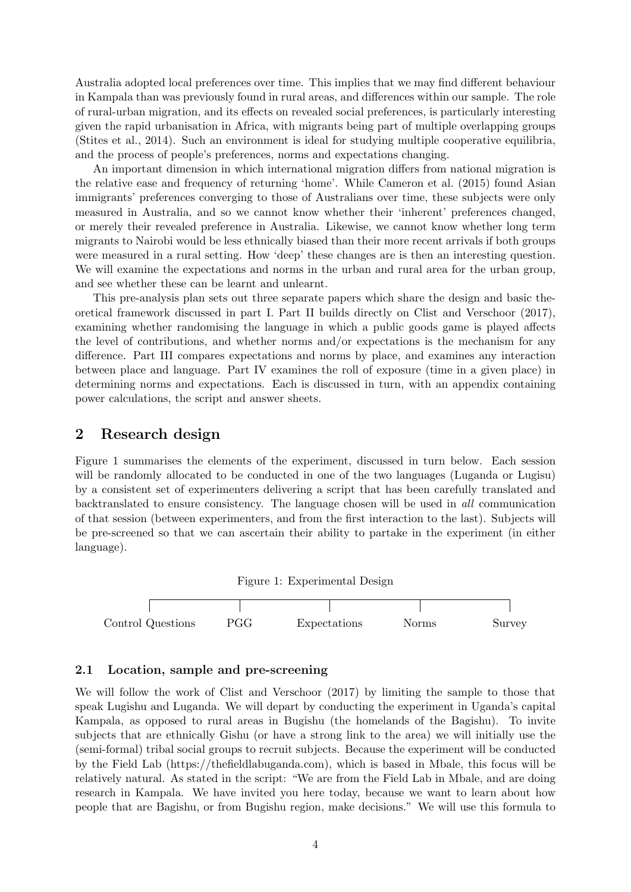Australia adopted local preferences over time. This implies that we may find different behaviour in Kampala than was previously found in rural areas, and differences within our sample. The role of rural-urban migration, and its effects on revealed social preferences, is particularly interesting given the rapid urbanisation in Africa, with migrants being part of multiple overlapping groups (Stites et al., 2014). Such an environment is ideal for studying multiple cooperative equilibria, and the process of people's preferences, norms and expectations changing.

An important dimension in which international migration differs from national migration is the relative ease and frequency of returning 'home'. While Cameron et al. (2015) found Asian immigrants' preferences converging to those of Australians over time, these subjects were only measured in Australia, and so we cannot know whether their 'inherent' preferences changed, or merely their revealed preference in Australia. Likewise, we cannot know whether long term migrants to Nairobi would be less ethnically biased than their more recent arrivals if both groups were measured in a rural setting. How 'deep' these changes are is then an interesting question. We will examine the expectations and norms in the urban and rural area for the urban group, and see whether these can be learnt and unlearnt.

This pre-analysis plan sets out three separate papers which share the design and basic theoretical framework discussed in part I. Part II builds directly on Clist and Verschoor (2017), examining whether randomising the language in which a public goods game is played affects the level of contributions, and whether norms and/or expectations is the mechanism for any difference. Part III compares expectations and norms by place, and examines any interaction between place and language. Part IV examines the roll of exposure (time in a given place) in determining norms and expectations. Each is discussed in turn, with an appendix containing power calculations, the script and answer sheets.

## 2 Research design

Figure 1 summarises the elements of the experiment, discussed in turn below. Each session will be randomly allocated to be conducted in one of the two languages (Luganda or Lugisu) by a consistent set of experimenters delivering a script that has been carefully translated and backtranslated to ensure consistency. The language chosen will be used in *all* communication of that session (between experimenters, and from the first interaction to the last). Subjects will be pre-screened so that we can ascertain their ability to partake in the experiment (in either language).

Figure 1: Experimental Design

Control Questions → PGG → Expectations → Norms → Survey

### 2.1 Location, sample and pre-screening

We will follow the work of Clist and Verschoor (2017) by limiting the sample to those that speak Lugishu and Luganda. We will depart by conducting the experiment in Uganda's capital Kampala, as opposed to rural areas in Bugishu (the homelands of the Bagishu). To invite subjects that are ethnically Gishu (or have a strong link to the area) we will initially use the (semi-formal) tribal social groups to recruit subjects. Because the experiment will be conducted by the Field Lab (https://thefieldlabuganda.com), which is based in Mbale, this focus will be relatively natural. As stated in the script: "We are from the Field Lab in Mbale, and are doing research in Kampala. We have invited you here today, because we want to learn about how people that are Bagishu, or from Bugishu region, make decisions." We will use this formula to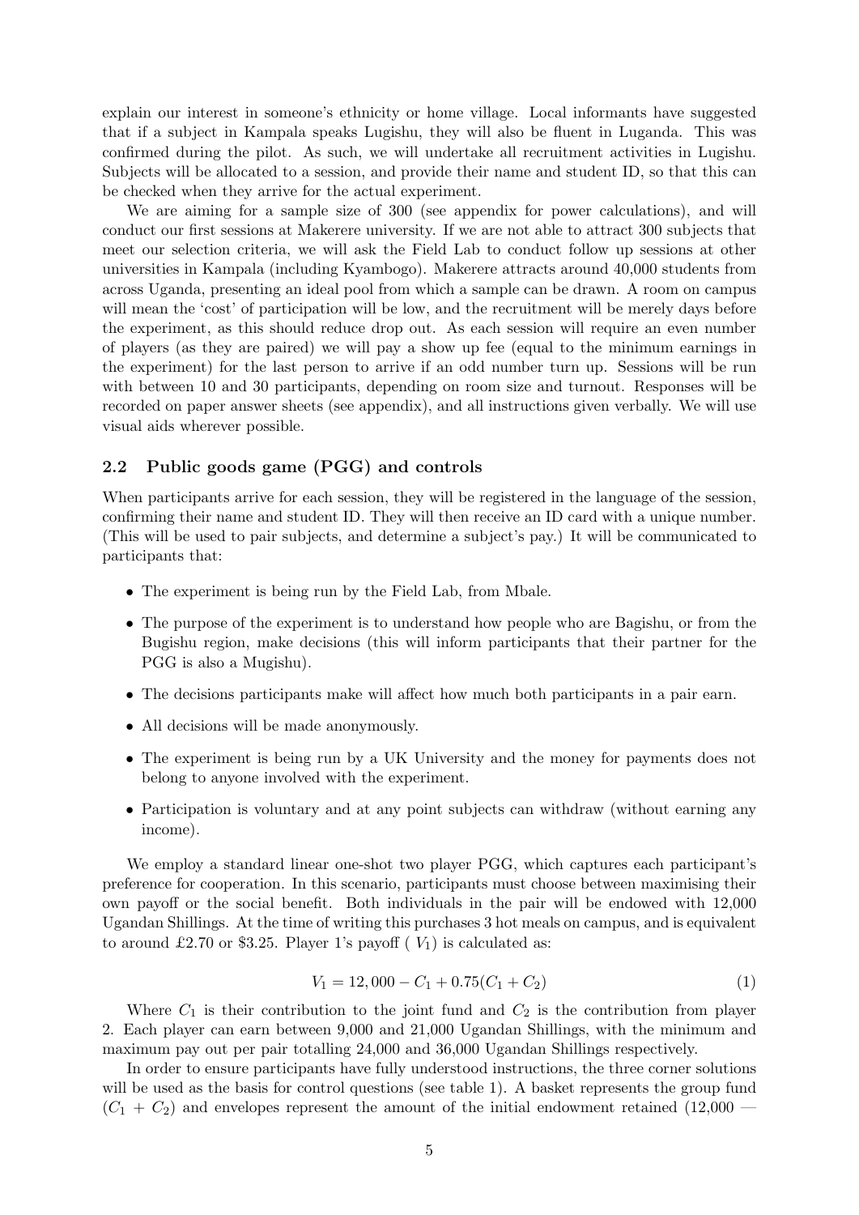explain our interest in someone's ethnicity or home village. Local informants have suggested that if a subject in Kampala speaks Lugishu, they will also be fluent in Luganda. This was confirmed during the pilot. As such, we will undertake all recruitment activities in Lugishu. Subjects will be allocated to a session, and provide their name and student ID, so that this can be checked when they arrive for the actual experiment.

We are aiming for a sample size of 300 (see appendix for power calculations), and will conduct our first sessions at Makerere university. If we are not able to attract 300 subjects that meet our selection criteria, we will ask the Field Lab to conduct follow up sessions at other universities in Kampala (including Kyambogo). Makerere attracts around 40,000 students from across Uganda, presenting an ideal pool from which a sample can be drawn. A room on campus will mean the 'cost' of participation will be low, and the recruitment will be merely days before the experiment, as this should reduce drop out. As each session will require an even number of players (as they are paired) we will pay a show up fee (equal to the minimum earnings in the experiment) for the last person to arrive if an odd number turn up. Sessions will be run with between 10 and 30 participants, depending on room size and turnout. Responses will be recorded on paper answer sheets (see appendix), and all instructions given verbally. We will use visual aids wherever possible.

## 2.2 Public goods game (PGG) and controls

When participants arrive for each session, they will be registered in the language of the session, confirming their name and student ID. They will then receive an ID card with a unique number. (This will be used to pair subjects, and determine a subject's pay.) It will be communicated to participants that:

- The experiment is being run by the Field Lab, from Mbale.
- The purpose of the experiment is to understand how people who are Bagishu, or from the Bugishu region, make decisions (this will inform participants that their partner for the PGG is also a Mugishu).
- The decisions participants make will affect how much both participants in a pair earn.
- All decisions will be made anonymously.
- The experiment is being run by a UK University and the money for payments does not belong to anyone involved with the experiment.
- Participation is voluntary and at any point subjects can withdraw (without earning any income).

We employ a standard linear one-shot two player PGG, which captures each participant's preference for cooperation. In this scenario, participants must choose between maximising their own payoff or the social benefit. Both individuals in the pair will be endowed with 12,000 Ugandan Shillings. At the time of writing this purchases 3 hot meals on campus, and is equivalent to around £2.70 or \$3.25. Player 1's payoff ( $V_1$) is calculated as:

$$V_1 = 12,000 - C_1 + 0.75(C_1 + C_2) \tag{1}$$

Where $C_1$ is their contribution to the joint fund and $C_2$ is the contribution from player 2. Each player can earn between 9,000 and 21,000 Ugandan Shillings, with the minimum and maximum pay out per pair totalling 24,000 and 36,000 Ugandan Shillings respectively.

In order to ensure participants have fully understood instructions, the three corner solutions will be used as the basis for control questions (see table 1). A basket represents the group fund ($C_1$ + $C_2$) and envelopes represent the amount of the initial endowment retained (12,000 —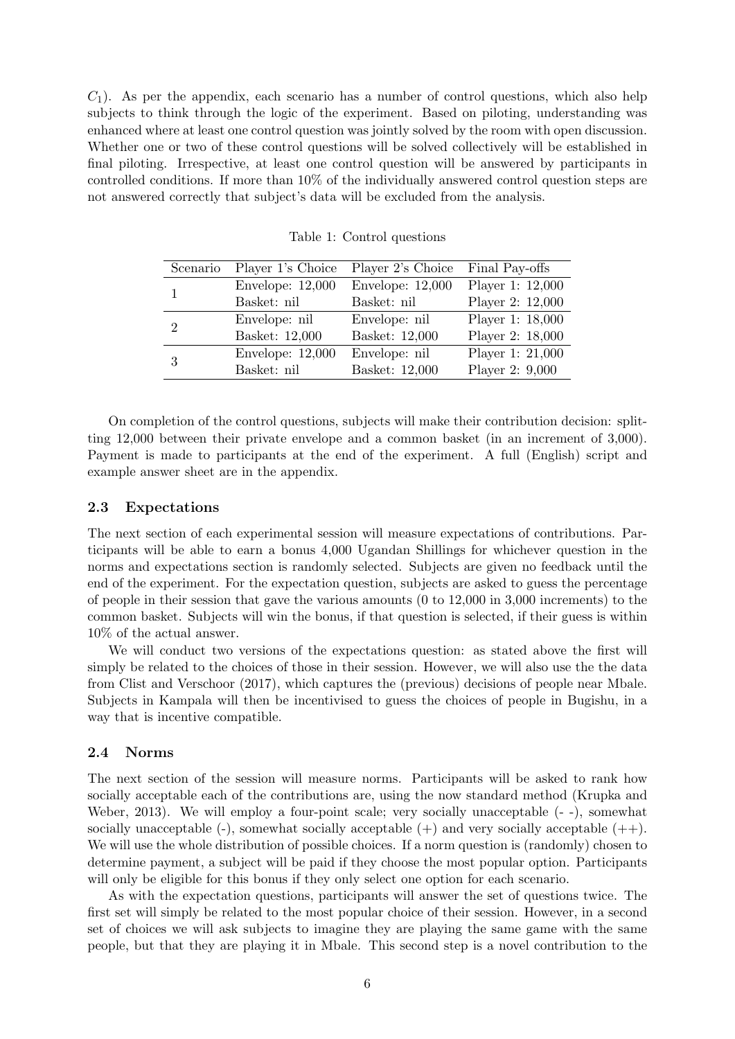$C_1$). As per the appendix, each scenario has a number of control questions, which also help subjects to think through the logic of the experiment. Based on piloting, understanding was enhanced where at least one control question was jointly solved by the room with open discussion. Whether one or two of these control questions will be solved collectively will be established in final piloting. Irrespective, at least one control question will be answered by participants in controlled conditions. If more than 10% of the individually answered control question steps are not answered correctly that subject's data will be excluded from the analysis.

Table 1: Control questions

| Scenario | Player 1's Choice | Player 2's Choice | Final Pay-offs |
|---|---|---|---|
| 1 | Envelope: 12,000 | Envelope: 12,000 | Player 1: 12,000 |
| | Basket: nil | Basket: nil | Player 2: 12,000 |
| 2 | Envelope: nil | Envelope: nil | Player 1: 18,000 |
| | Basket: 12,000 | Basket: 12,000 | Player 2: 18,000 |
| 3 | Envelope: 12,000 | Envelope: nil | Player 1: 21,000 |
| | Basket: nil | Basket: 12,000 | Player 2: 9,000 |

On completion of the control questions, subjects will make their contribution decision: splitting 12,000 between their private envelope and a common basket (in an increment of 3,000). Payment is made to participants at the end of the experiment. A full (English) script and example answer sheet are in the appendix.

### 2.3 Expectations

The next section of each experimental session will measure expectations of contributions. Participants will be able to earn a bonus 4,000 Ugandan Shillings for whichever question in the norms and expectations section is randomly selected. Subjects are given no feedback until the end of the experiment. For the expectation question, subjects are asked to guess the percentage of people in their session that gave the various amounts (0 to 12,000 in 3,000 increments) to the common basket. Subjects will win the bonus, if that question is selected, if their guess is within 10% of the actual answer.

We will conduct two versions of the expectations question: as stated above the first will simply be related to the choices of those in their session. However, we will also use the the data from Clist and Verschoor (2017), which captures the (previous) decisions of people near Mbale. Subjects in Kampala will then be incentivised to guess the choices of people in Bugishu, in a way that is incentive compatible.

### 2.4 Norms

The next section of the session will measure norms. Participants will be asked to rank how socially acceptable each of the contributions are, using the now standard method (Krupka and Weber, 2013). We will employ a four-point scale; very socially unacceptable (- -), somewhat socially unacceptable (-), somewhat socially acceptable (+) and very socially acceptable (++). We will use the whole distribution of possible choices. If a norm question is (randomly) chosen to determine payment, a subject will be paid if they choose the most popular option. Participants will only be eligible for this bonus if they only select one option for each scenario.

As with the expectation questions, participants will answer the set of questions twice. The first set will simply be related to the most popular choice of their session. However, in a second set of choices we will ask subjects to imagine they are playing the same game with the same people, but that they are playing it in Mbale. This second step is a novel contribution to the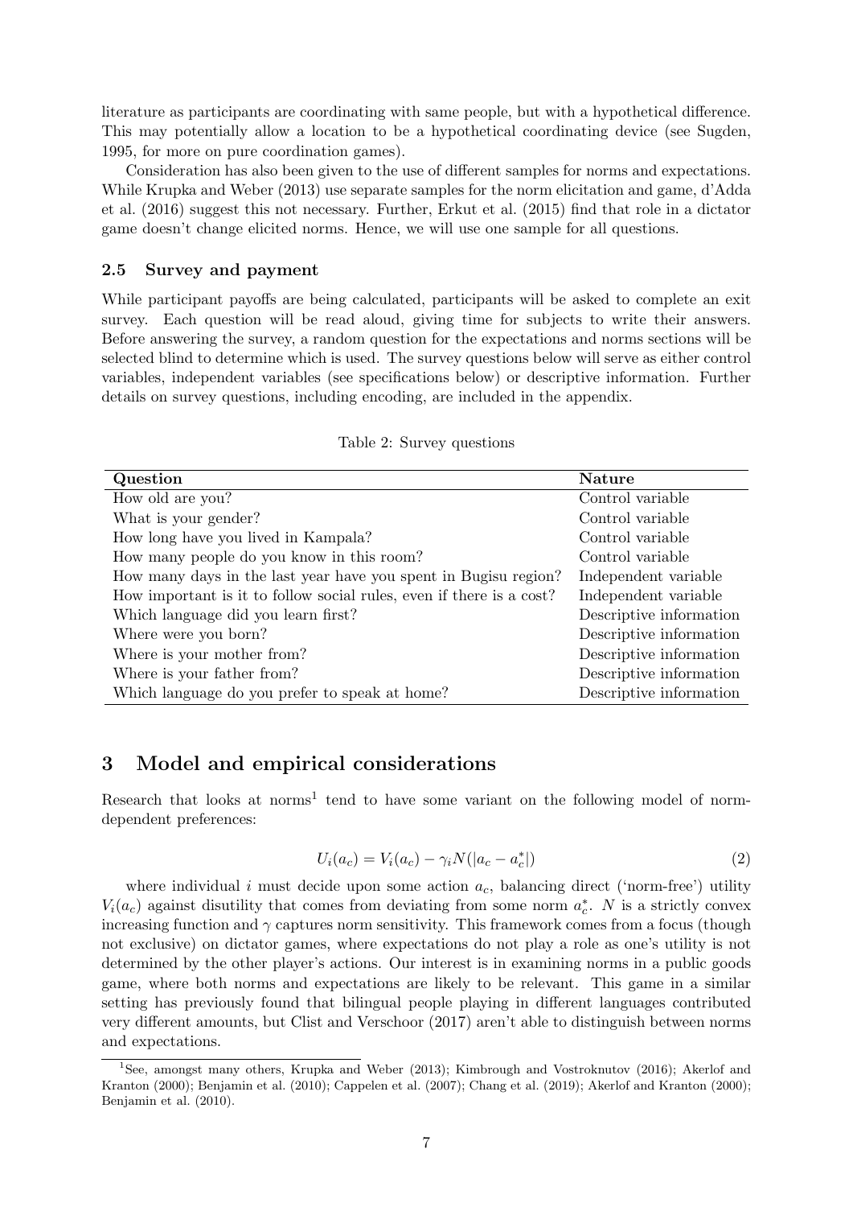literature as participants are coordinating with same people, but with a hypothetical difference. This may potentially allow a location to be a hypothetical coordinating device (see Sugden, 1995, for more on pure coordination games).

Consideration has also been given to the use of different samples for norms and expectations. While Krupka and Weber (2013) use separate samples for the norm elicitation and game, d'Adda et al. (2016) suggest this not necessary. Further, Erkut et al. (2015) find that role in a dictator game doesn't change elicited norms. Hence, we will use one sample for all questions.

### 2.5 Survey and payment

While participant payoffs are being calculated, participants will be asked to complete an exit survey. Each question will be read aloud, giving time for subjects to write their answers. Before answering the survey, a random question for the expectations and norms sections will be selected blind to determine which is used. The survey questions below will serve as either control variables, independent variables (see specifications below) or descriptive information. Further details on survey questions, including encoding, are included in the appendix.

Table 2: Survey questions

| Question | Nature |
|---|---|
| How old are you? | Control variable |
| What is your gender? | Control variable |
| How long have you lived in Kampala? | Control variable |
| How many people do you know in this room? | Control variable |
| How many days in the last year have you spent in Bugisu region? | Independent variable |
| How important is it to follow social rules, even if there is a cost? | Independent variable |
| Which language did you learn first? | Descriptive information |
| Where were you born? | Descriptive information |
| Where is your mother from? | Descriptive information |
| Where is your father from? | Descriptive information |
| Which language do you prefer to speak at home? | Descriptive information |

## 3 Model and empirical considerations

Research that looks at norms[1] tend to have some variant on the following model of norm-dependent preferences:

$$U_i(a_c) = V_i(a_c) - \gamma_i N(|a_c - a_c^*|) \tag{2}$$

where individual $i$ must decide upon some action $a_c$, balancing direct ('norm-free') utility $V_i(a_c)$ against disutility that comes from deviating from some norm $a_c^*$. $N$ is a strictly convex increasing function and $\gamma$ captures norm sensitivity. This framework comes from a focus (though not exclusive) on dictator games, where expectations do not play a role as one's utility is not determined by the other player's actions. Our interest is in examining norms in a public goods game, where both norms and expectations are likely to be relevant. This game in a similar setting has previously found that bilingual people playing in different languages contributed very different amounts, but Clist and Verschoor (2017) aren't able to distinguish between norms and expectations.

[1] See, amongst many others, Krupka and Weber (2013); Kimbrough and Vostroknutov (2016); Akerlof and Kranton (2000); Benjamin et al. (2010); Cappelen et al. (2007); Chang et al. (2019); Akerlof and Kranton (2000); Benjamin et al. (2010).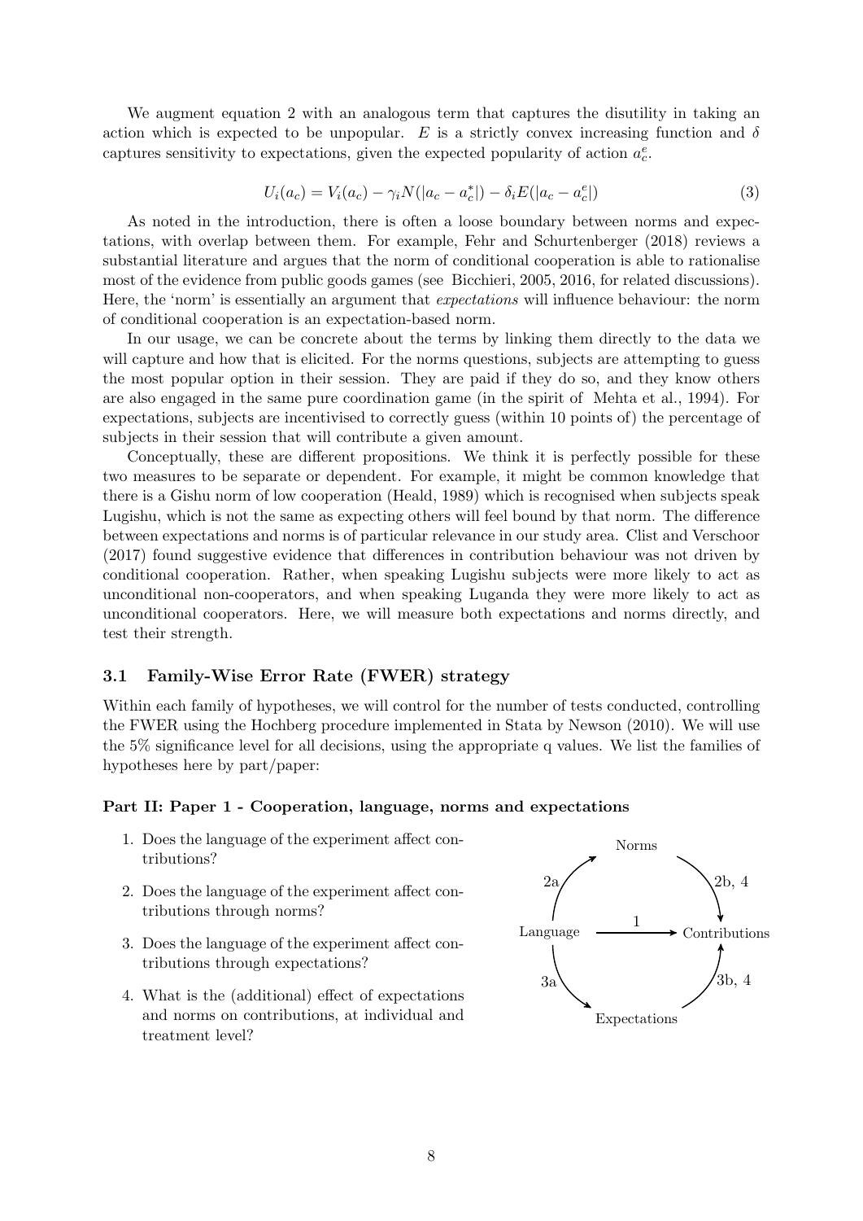We augment equation 2 with an analogous term that captures the disutility in taking an action which is expected to be unpopular. $E$ is a strictly convex increasing function and $\delta$ captures sensitivity to expectations, given the expected popularity of action $a_c^e$.

$$U_i(a_c) = V_i(a_c) - \gamma_i N(|a_c - a_c^*|) - \delta_i E(|a_c - a_c^e|) \tag{3}$$

As noted in the introduction, there is often a loose boundary between norms and expectations, with overlap between them. For example, Fehr and Schurtenberger (2018) reviews a substantial literature and argues that the norm of conditional cooperation is able to rationalise most of the evidence from public goods games (see Bicchieri, 2005, 2016, for related discussions). Here, the 'norm' is essentially an argument that *expectations* will influence behaviour: the norm of conditional cooperation is an expectation-based norm.

In our usage, we can be concrete about the terms by linking them directly to the data we will capture and how that is elicited. For the norms questions, subjects are attempting to guess the most popular option in their session. They are paid if they do so, and they know others are also engaged in the same pure coordination game (in the spirit of Mehta et al., 1994). For expectations, subjects are incentivised to correctly guess (within 10 points of) the percentage of subjects in their session that will contribute a given amount.

Conceptually, these are different propositions. We think it is perfectly possible for these two measures to be separate or dependent. For example, it might be common knowledge that there is a Gishu norm of low cooperation (Heald, 1989) which is recognised when subjects speak Lugishu, which is not the same as expecting others will feel bound by that norm. The difference between expectations and norms is of particular relevance in our study area. Clist and Verschoor (2017) found suggestive evidence that differences in contribution behaviour was not driven by conditional cooperation. Rather, when speaking Lugishu subjects were more likely to act as unconditional non-cooperators, and when speaking Luganda they were more likely to act as unconditional cooperators. Here, we will measure both expectations and norms directly, and test their strength.

### 3.1 Family-Wise Error Rate (FWER) strategy

Within each family of hypotheses, we will control for the number of tests conducted, controlling the FWER using the Hochberg procedure implemented in Stata by Newson (2010). We will use the 5% significance level for all decisions, using the appropriate q values. We list the families of hypotheses here by part/paper:

**Part II: Paper 1 - Cooperation, language, norms and expectations**

1. Does the language of the experiment affect contributions?
2. Does the language of the experiment affect contributions through norms?
3. Does the language of the experiment affect contributions through expectations?
4. What is the (additional) effect of expectations and norms on contributions, at individual and treatment level?

Norms

2a — 2b, 4

Language —1→ Contributions

3a — 3b, 4

Expectations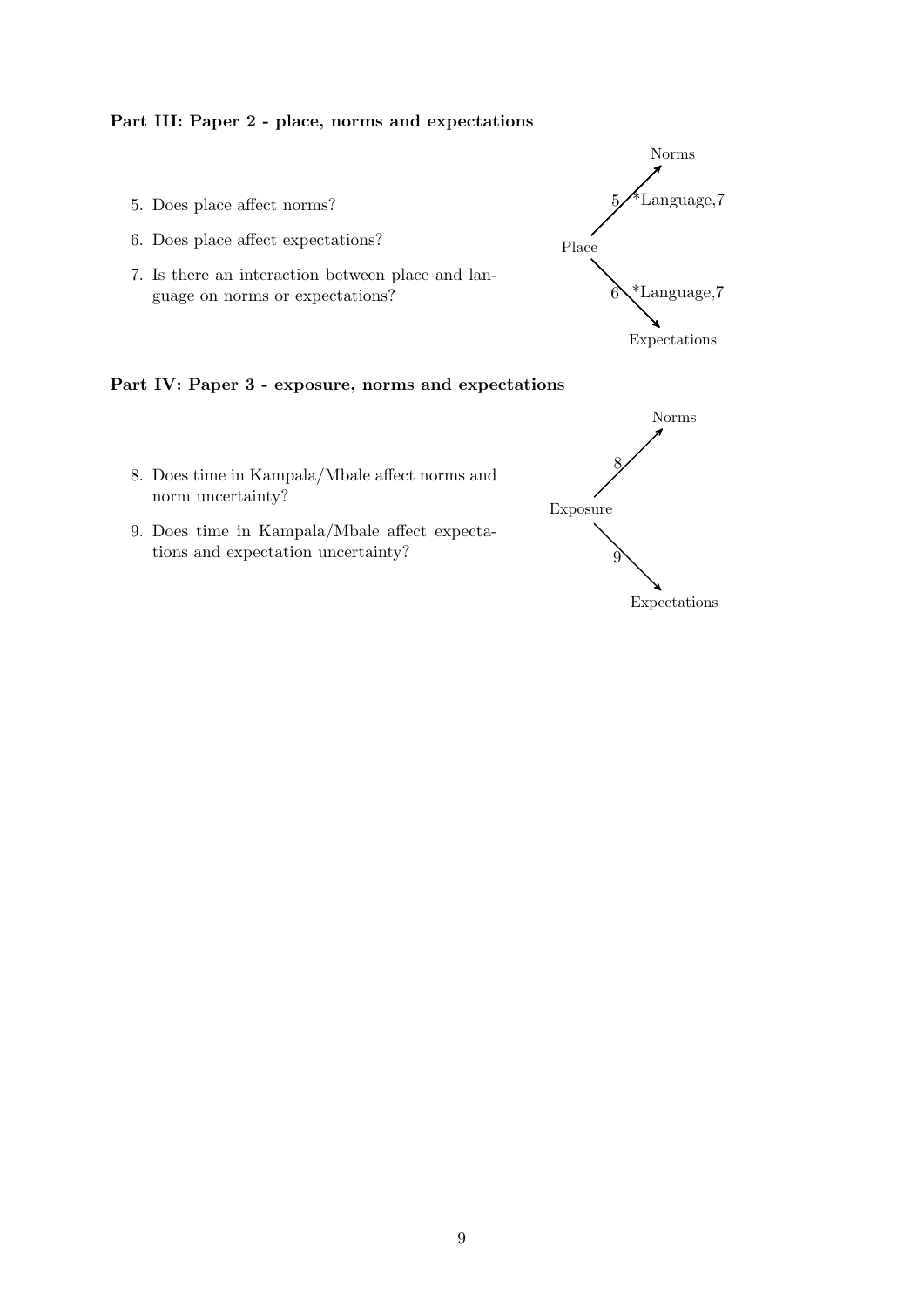**Part III: Paper 2 - place, norms and expectations**

5. Does place affect norms?
6. Does place affect expectations?
7. Is there an interaction between place and language on norms or expectations?

**Part IV: Paper 3 - exposure, norms and expectations**

8. Does time in Kampala/Mbale affect norms and norm uncertainty?
9. Does time in Kampala/Mbale affect expectations and expectation uncertainty?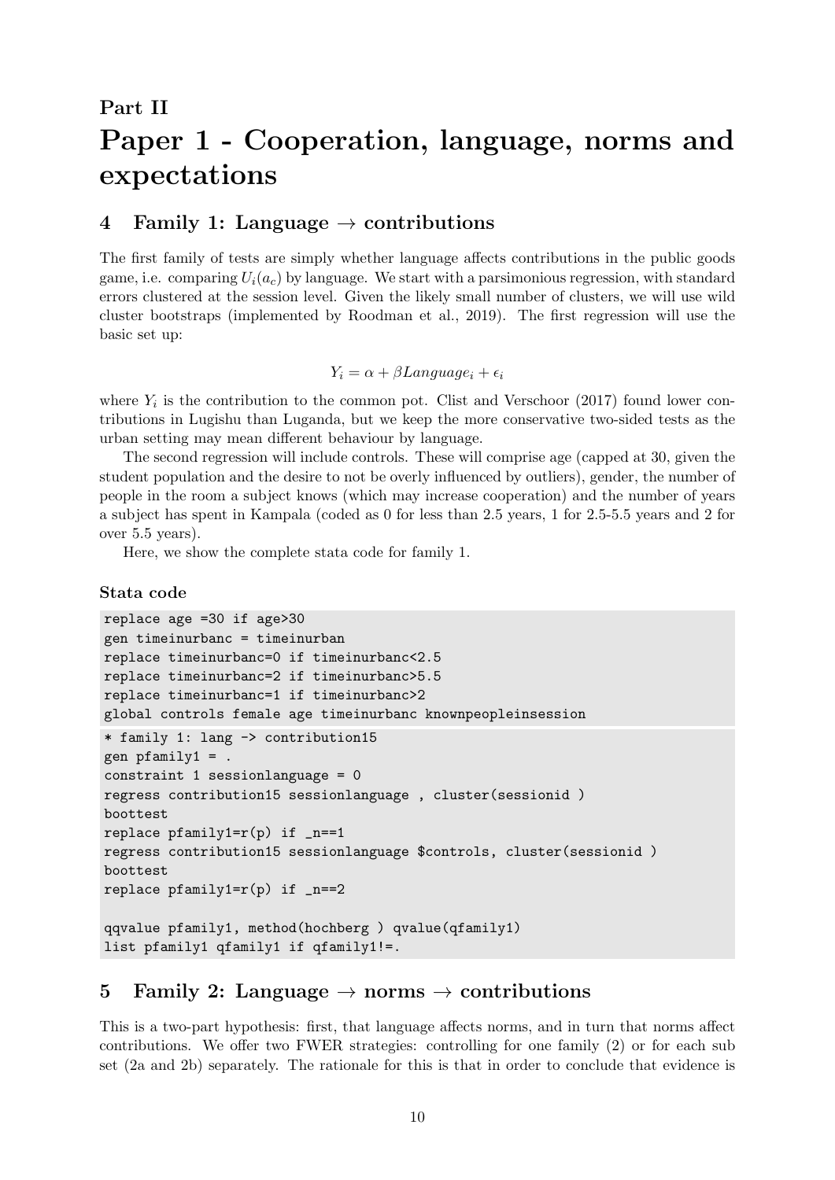# Part II

# Paper 1 - Cooperation, language, norms and expectations

## 4 Family 1: Language → contributions

The first family of tests are simply whether language affects contributions in the public goods game, i.e. comparing $U_i(a_c)$ by language. We start with a parsimonious regression, with standard errors clustered at the session level. Given the likely small number of clusters, we will use wild cluster bootstraps (implemented by Roodman et al., 2019). The first regression will use the basic set up:

$$Y_i = \alpha + \beta Language_i + \epsilon_i$$

where $Y_i$ is the contribution to the common pot. Clist and Verschoor (2017) found lower contributions in Lugishu than Luganda, but we keep the more conservative two-sided tests as the urban setting may mean different behaviour by language.

The second regression will include controls. These will comprise age (capped at 30, given the student population and the desire to not be overly influenced by outliers), gender, the number of people in the room a subject knows (which may increase cooperation) and the number of years a subject has spent in Kampala (coded as 0 for less than 2.5 years, 1 for 2.5-5.5 years and 2 for over 5.5 years).

Here, we show the complete stata code for family 1.

### Stata code

```
replace age =30 if age>30
gen timeinurbanc = timeinurban
replace timeinurbanc=0 if timeinurbanc<2.5
replace timeinurbanc=2 if timeinurbanc>5.5
replace timeinurbanc=1 if timeinurbanc>2
global controls female age timeinurbanc knownpeopleinsession
```

```
* family 1: lang -> contribution15
gen pfamily1 = .
constraint 1 sessionlanguage = 0
regress contribution15 sessionlanguage , cluster(sessionid )
boottest
replace pfamily1=r(p) if _n==1
regress contribution15 sessionlanguage $controls, cluster(sessionid )
boottest
replace pfamily1=r(p) if _n==2

qqvalue pfamily1, method(hochberg ) qvalue(qfamily1)
list pfamily1 qfamily1 if qfamily1!=.
```

## 5 Family 2: Language → norms → contributions

This is a two-part hypothesis: first, that language affects norms, and in turn that norms affect contributions. We offer two FWER strategies: controlling for one family (2) or for each sub set (2a and 2b) separately. The rationale for this is that in order to conclude that evidence is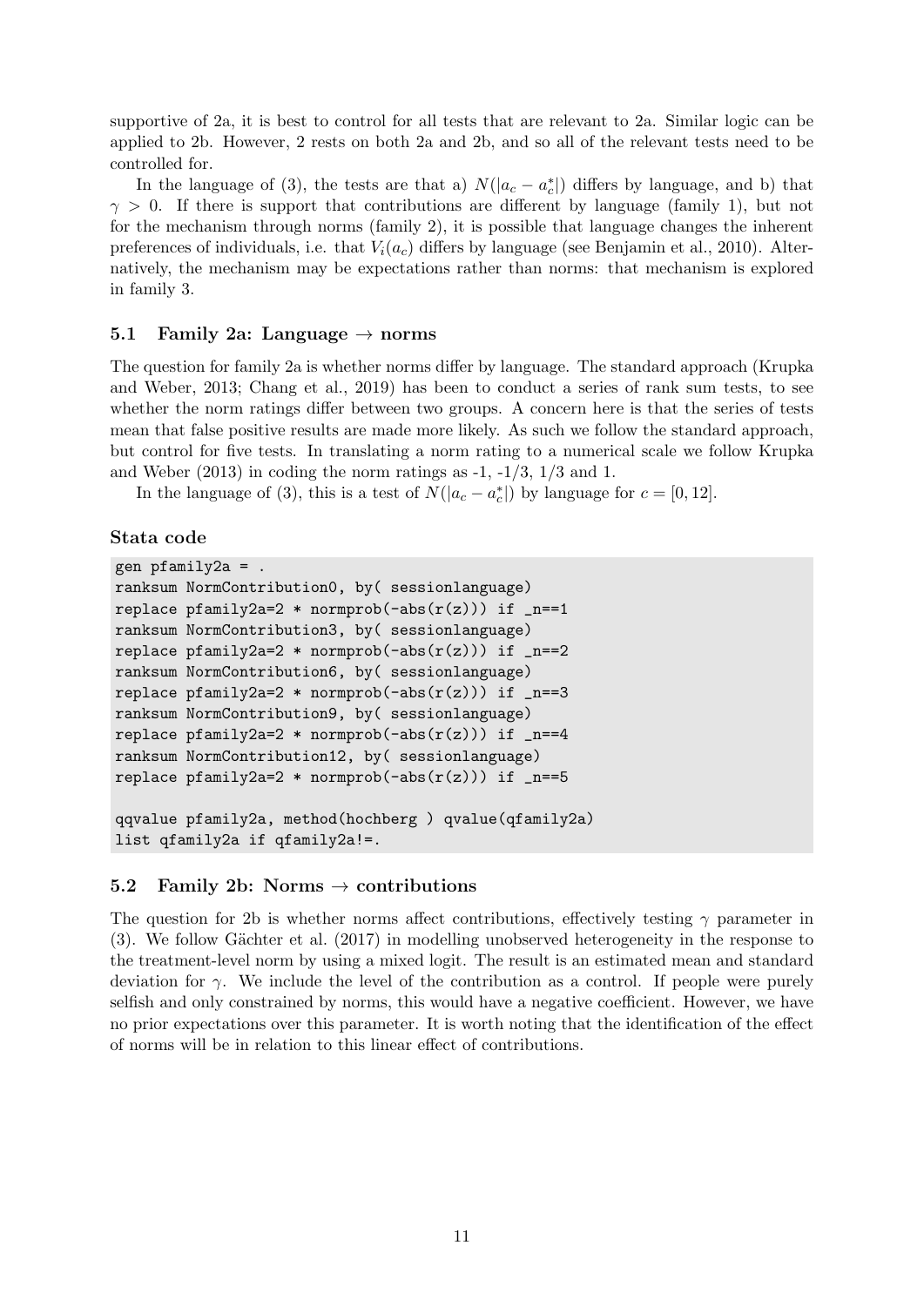supportive of 2a, it is best to control for all tests that are relevant to 2a. Similar logic can be applied to 2b. However, 2 rests on both 2a and 2b, and so all of the relevant tests need to be controlled for.

In the language of (3), the tests are that a) $N(|a_c - a_c^*|)$ differs by language, and b) that $\gamma > 0$. If there is support that contributions are different by language (family 1), but not for the mechanism through norms (family 2), it is possible that language changes the inherent preferences of individuals, i.e. that $V_i(a_c)$ differs by language (see Benjamin et al., 2010). Alternatively, the mechanism may be expectations rather than norms: that mechanism is explored in family 3.

### 5.1 Family 2a: Language → norms

The question for family 2a is whether norms differ by language. The standard approach (Krupka and Weber, 2013; Chang et al., 2019) has been to conduct a series of rank sum tests, to see whether the norm ratings differ between two groups. A concern here is that the series of tests mean that false positive results are made more likely. As such we follow the standard approach, but control for five tests. In translating a norm rating to a numerical scale we follow Krupka and Weber (2013) in coding the norm ratings as -1, -1/3, 1/3 and 1.

In the language of (3), this is a test of $N(|a_c - a_c^*|)$ by language for $c = [0, 12]$.

#### Stata code

```
gen pfamily2a = .
ranksum NormContribution0, by( sessionlanguage)
replace pfamily2a=2 * normprob(-abs(r(z))) if _n==1
ranksum NormContribution3, by( sessionlanguage)
replace pfamily2a=2 * normprob(-abs(r(z))) if _n==2
ranksum NormContribution6, by( sessionlanguage)
replace pfamily2a=2 * normprob(-abs(r(z))) if _n==3
ranksum NormContribution9, by( sessionlanguage)
replace pfamily2a=2 * normprob(-abs(r(z))) if _n==4
ranksum NormContribution12, by( sessionlanguage)
replace pfamily2a=2 * normprob(-abs(r(z))) if _n==5

qqvalue pfamily2a, method(hochberg ) qvalue(qfamily2a)
list qfamily2a if qfamily2a!=.
```

### 5.2 Family 2b: Norms → contributions

The question for 2b is whether norms affect contributions, effectively testing $\gamma$ parameter in (3). We follow Gächter et al. (2017) in modelling unobserved heterogeneity in the response to the treatment-level norm by using a mixed logit. The result is an estimated mean and standard deviation for $\gamma$. We include the level of the contribution as a control. If people were purely selfish and only constrained by norms, this would have a negative coefficient. However, we have no prior expectations over this parameter. It is worth noting that the identification of the effect of norms will be in relation to this linear effect of contributions.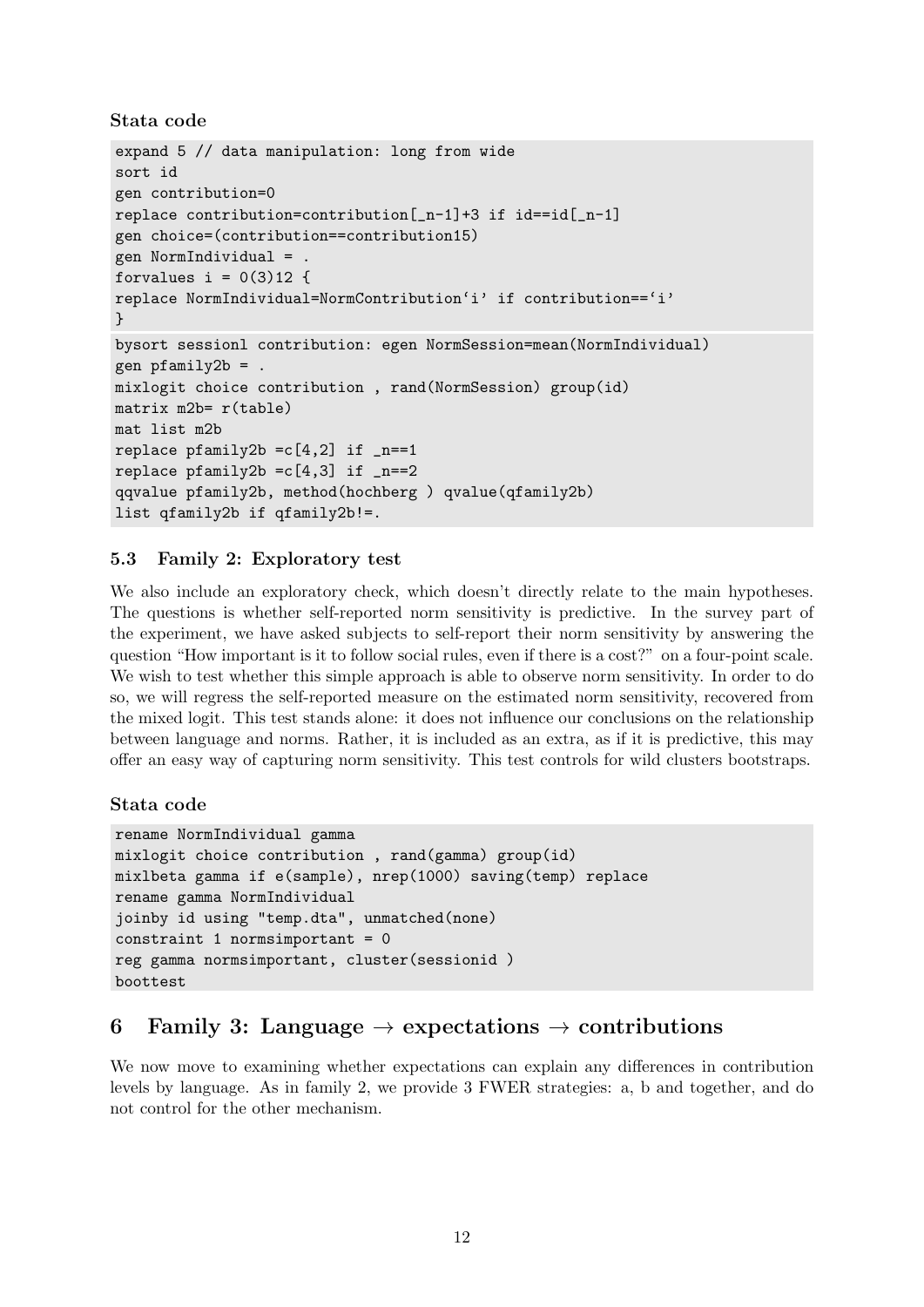**Stata code**

```
expand 5 // data manipulation: long from wide
sort id
gen contribution=0
replace contribution=contribution[_n-1]+3 if id==id[_n-1]
gen choice=(contribution==contribution15)
gen NormIndividual = .
forvalues i = 0(3)12 {
replace NormIndividual=NormContribution`i' if contribution==`i'
}
bysort sessionl contribution: egen NormSession=mean(NormIndividual)
gen pfamily2b = .
mixlogit choice contribution , rand(NormSession) group(id)
matrix m2b= r(table)
mat list m2b
replace pfamily2b =c[4,2] if _n==1
replace pfamily2b =c[4,3] if _n==2
qqvalue pfamily2b, method(hochberg ) qvalue(qfamily2b)
list qfamily2b if qfamily2b!=.
```

### 5.3 Family 2: Exploratory test

We also include an exploratory check, which doesn't directly relate to the main hypotheses. The questions is whether self-reported norm sensitivity is predictive. In the survey part of the experiment, we have asked subjects to self-report their norm sensitivity by answering the question "How important is it to follow social rules, even if there is a cost?" on a four-point scale. We wish to test whether this simple approach is able to observe norm sensitivity. In order to do so, we will regress the self-reported measure on the estimated norm sensitivity, recovered from the mixed logit. This test stands alone: it does not influence our conclusions on the relationship between language and norms. Rather, it is included as an extra, as if it is predictive, this may offer an easy way of capturing norm sensitivity. This test controls for wild clusters bootstraps.

**Stata code**

```
rename NormIndividual gamma
mixlogit choice contribution , rand(gamma) group(id)
mixlbeta gamma if e(sample), nrep(1000) saving(temp) replace
rename gamma NormIndividual
joinby id using "temp.dta", unmatched(none)
constraint 1 normsimportant = 0
reg gamma normsimportant, cluster(sessionid )
boottest
```

## 6 Family 3: Language → expectations → contributions

We now move to examining whether expectations can explain any differences in contribution levels by language. As in family 2, we provide 3 FWER strategies: a, b and together, and do not control for the other mechanism.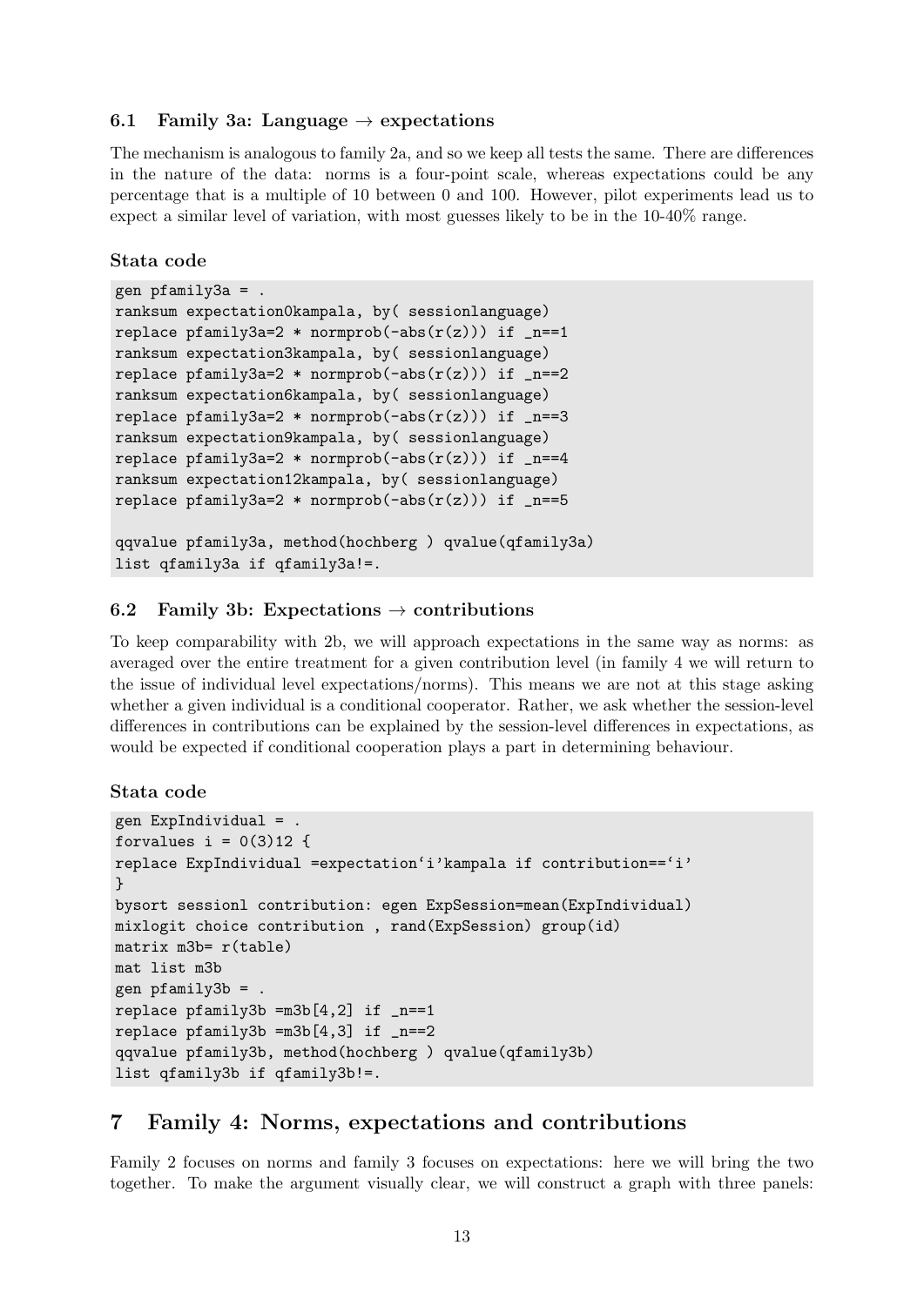### 6.1 Family 3a: Language → expectations

The mechanism is analogous to family 2a, and so we keep all tests the same. There are differences in the nature of the data: norms is a four-point scale, whereas expectations could be any percentage that is a multiple of 10 between 0 and 100. However, pilot experiments lead us to expect a similar level of variation, with most guesses likely to be in the 10-40% range.

#### Stata code

```
gen pfamily3a = .
ranksum expectation0kampala, by( sessionlanguage)
replace pfamily3a=2 * normprob(-abs(r(z))) if _n==1
ranksum expectation3kampala, by( sessionlanguage)
replace pfamily3a=2 * normprob(-abs(r(z))) if _n==2
ranksum expectation6kampala, by( sessionlanguage)
replace pfamily3a=2 * normprob(-abs(r(z))) if _n==3
ranksum expectation9kampala, by( sessionlanguage)
replace pfamily3a=2 * normprob(-abs(r(z))) if _n==4
ranksum expectation12kampala, by( sessionlanguage)
replace pfamily3a=2 * normprob(-abs(r(z))) if _n==5

qqvalue pfamily3a, method(hochberg ) qvalue(qfamily3a)
list qfamily3a if qfamily3a!=.
```

### 6.2 Family 3b: Expectations → contributions

To keep comparability with 2b, we will approach expectations in the same way as norms: as averaged over the entire treatment for a given contribution level (in family 4 we will return to the issue of individual level expectations/norms). This means we are not at this stage asking whether a given individual is a conditional cooperator. Rather, we ask whether the session-level differences in contributions can be explained by the session-level differences in expectations, as would be expected if conditional cooperation plays a part in determining behaviour.

#### Stata code

```
gen ExpIndividual = .
forvalues i = 0(3)12 {
replace ExpIndividual =expectation`i'kampala if contribution==`i'
}
bysort sessionl contribution: egen ExpSession=mean(ExpIndividual)
mixlogit choice contribution , rand(ExpSession) group(id)
matrix m3b= r(table)
mat list m3b
gen pfamily3b = .
replace pfamily3b =m3b[4,2] if _n==1
replace pfamily3b =m3b[4,3] if _n==2
qqvalue pfamily3b, method(hochberg ) qvalue(qfamily3b)
list qfamily3b if qfamily3b!=.
```

## 7 Family 4: Norms, expectations and contributions

Family 2 focuses on norms and family 3 focuses on expectations: here we will bring the two together. To make the argument visually clear, we will construct a graph with three panels: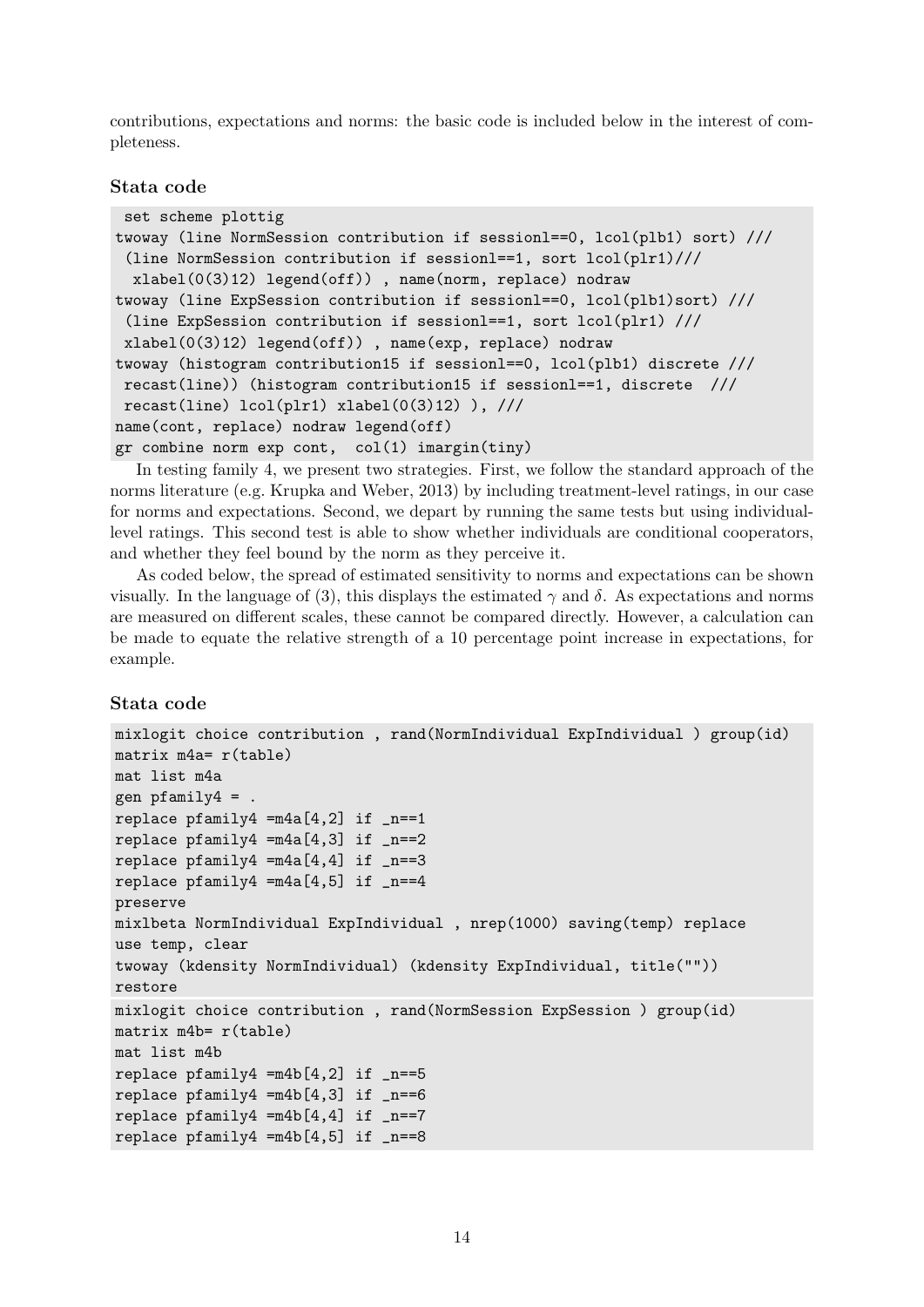contributions, expectations and norms: the basic code is included below in the interest of completeness.

#### Stata code

```
 set scheme plottig
twoway (line NormSession contribution if session1==0, lcol(plb1) sort) ///
 (line NormSession contribution if session1==1, sort lcol(plr1)///
  xlabel(0(3)12) legend(off)) , name(norm, replace) nodraw
twoway (line ExpSession contribution if session1==0, lcol(plb1)sort) ///
 (line ExpSession contribution if session1==1, sort lcol(plr1) ///
 xlabel(0(3)12) legend(off)) , name(exp, replace) nodraw
twoway (histogram contribution15 if session1==0, lcol(plb1) discrete ///
 recast(line)) (histogram contribution15 if session1==1, discrete  ///
 recast(line) lcol(plr1) xlabel(0(3)12) ), ///
name(cont, replace) nodraw legend(off)
gr combine norm exp cont,  col(1) imargin(tiny)
```

In testing family 4, we present two strategies. First, we follow the standard approach of the norms literature (e.g. Krupka and Weber, 2013) by including treatment-level ratings, in our case for norms and expectations. Second, we depart by running the same tests but using individual-level ratings. This second test is able to show whether individuals are conditional cooperators, and whether they feel bound by the norm as they perceive it.

As coded below, the spread of estimated sensitivity to norms and expectations can be shown visually. In the language of (3), this displays the estimated $\gamma$ and $\delta$. As expectations and norms are measured on different scales, these cannot be compared directly. However, a calculation can be made to equate the relative strength of a 10 percentage point increase in expectations, for example.

#### Stata code

```
mixlogit choice contribution , rand(NormIndividual ExpIndividual ) group(id)
matrix m4a= r(table)
mat list m4a
gen pfamily4 = .
replace pfamily4 =m4a[4,2] if _n==1
replace pfamily4 =m4a[4,3] if _n==2
replace pfamily4 =m4a[4,4] if _n==3
replace pfamily4 =m4a[4,5] if _n==4
preserve
mixlbeta NormIndividual ExpIndividual , nrep(1000) saving(temp) replace
use temp, clear
twoway (kdensity NormIndividual) (kdensity ExpIndividual, title(""))
restore
mixlogit choice contribution , rand(NormSession ExpSession ) group(id)
matrix m4b= r(table)
mat list m4b
replace pfamily4 =m4b[4,2] if _n==5
replace pfamily4 =m4b[4,3] if _n==6
replace pfamily4 =m4b[4,4] if _n==7
replace pfamily4 =m4b[4,5] if _n==8
```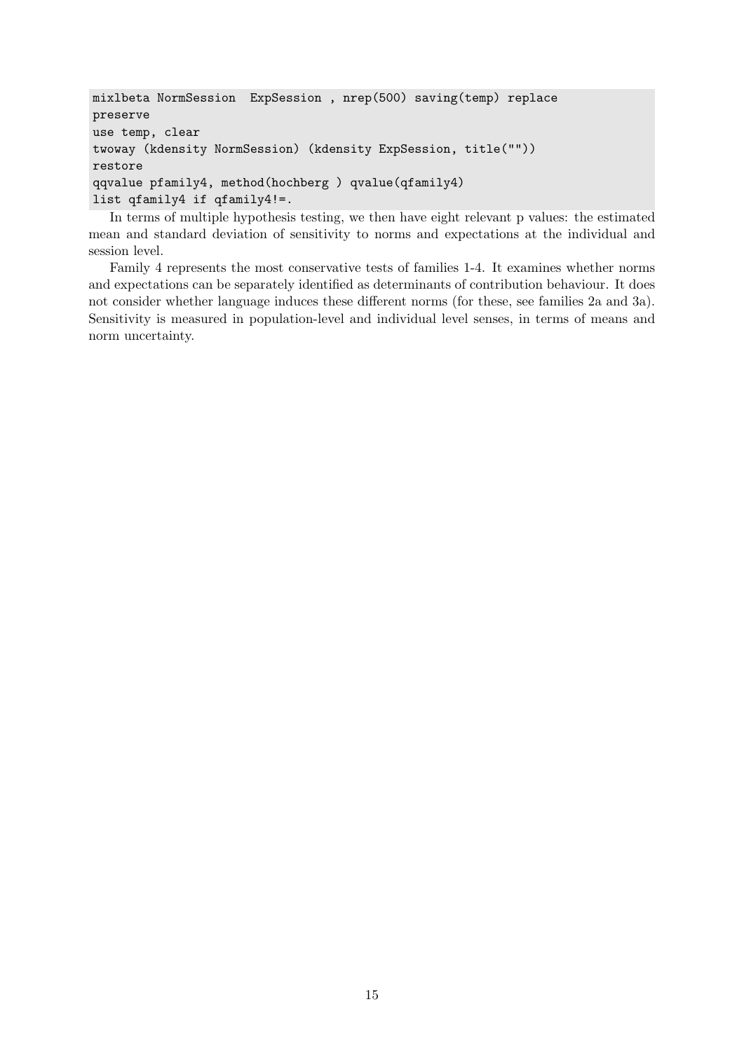```
mixlbeta NormSession  ExpSession , nrep(500) saving(temp) replace
preserve
use temp, clear
twoway (kdensity NormSession) (kdensity ExpSession, title(""))
restore
qqvalue pfamily4, method(hochberg ) qvalue(qfamily4)
list qfamily4 if qfamily4!=.
```

In terms of multiple hypothesis testing, we then have eight relevant p values: the estimated mean and standard deviation of sensitivity to norms and expectations at the individual and session level.

Family 4 represents the most conservative tests of families 1-4. It examines whether norms and expectations can be separately identified as determinants of contribution behaviour. It does not consider whether language induces these different norms (for these, see families 2a and 3a). Sensitivity is measured in population-level and individual level senses, in terms of means and norm uncertainty.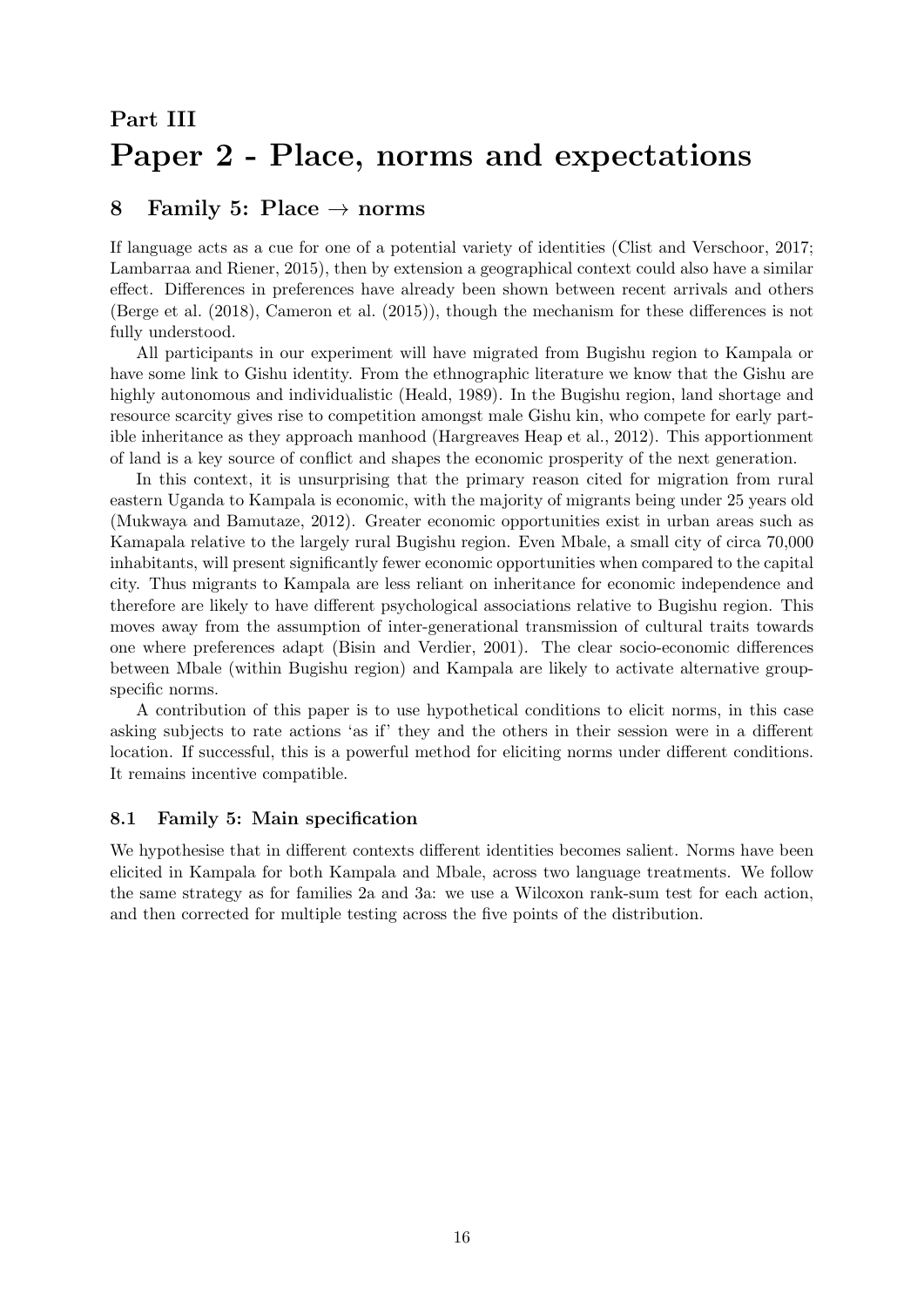# Part III
# Paper 2 - Place, norms and expectations

## 8 Family 5: Place → norms

If language acts as a cue for one of a potential variety of identities (Clist and Verschoor, 2017; Lambarraa and Riener, 2015), then by extension a geographical context could also have a similar effect. Differences in preferences have already been shown between recent arrivals and others (Berge et al. (2018), Cameron et al. (2015)), though the mechanism for these differences is not fully understood.

All participants in our experiment will have migrated from Bugishu region to Kampala or have some link to Gishu identity. From the ethnographic literature we know that the Gishu are highly autonomous and individualistic (Heald, 1989). In the Bugishu region, land shortage and resource scarcity gives rise to competition amongst male Gishu kin, who compete for early partible inheritance as they approach manhood (Hargreaves Heap et al., 2012). This apportionment of land is a key source of conflict and shapes the economic prosperity of the next generation.

In this context, it is unsurprising that the primary reason cited for migration from rural eastern Uganda to Kampala is economic, with the majority of migrants being under 25 years old (Mukwaya and Bamutaze, 2012). Greater economic opportunities exist in urban areas such as Kamapala relative to the largely rural Bugishu region. Even Mbale, a small city of circa 70,000 inhabitants, will present significantly fewer economic opportunities when compared to the capital city. Thus migrants to Kampala are less reliant on inheritance for economic independence and therefore are likely to have different psychological associations relative to Bugishu region. This moves away from the assumption of inter-generational transmission of cultural traits towards one where preferences adapt (Bisin and Verdier, 2001). The clear socio-economic differences between Mbale (within Bugishu region) and Kampala are likely to activate alternative group-specific norms.

A contribution of this paper is to use hypothetical conditions to elicit norms, in this case asking subjects to rate actions 'as if' they and the others in their session were in a different location. If successful, this is a powerful method for eliciting norms under different conditions. It remains incentive compatible.

### 8.1 Family 5: Main specification

We hypothesise that in different contexts different identities becomes salient. Norms have been elicited in Kampala for both Kampala and Mbale, across two language treatments. We follow the same strategy as for families 2a and 3a: we use a Wilcoxon rank-sum test for each action, and then corrected for multiple testing across the five points of the distribution.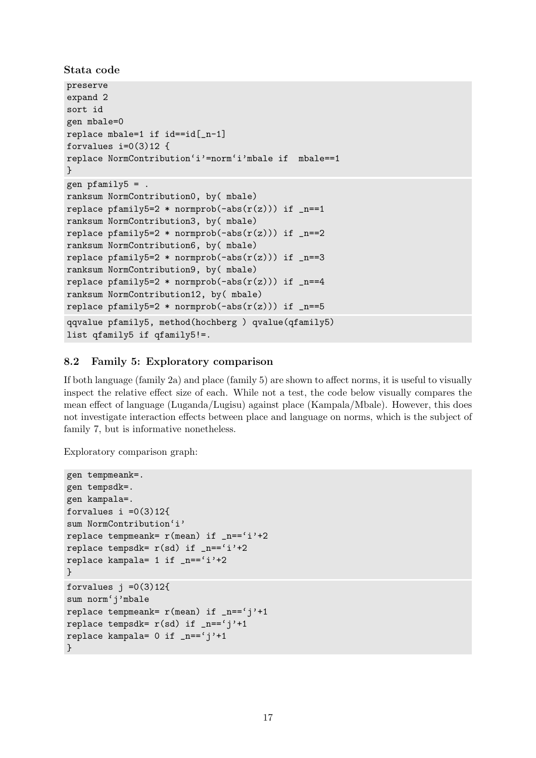**Stata code**

```
preserve
expand 2
sort id
gen mbale=0
replace mbale=1 if id==id[_n-1]
forvalues i=0(3)12 {
replace NormContribution`i'=norm`i'mbale if  mbale==1
}
```

```
gen pfamily5 = .
ranksum NormContribution0, by( mbale)
replace pfamily5=2 * normprob(-abs(r(z))) if _n==1
ranksum NormContribution3, by( mbale)
replace pfamily5=2 * normprob(-abs(r(z))) if _n==2
ranksum NormContribution6, by( mbale)
replace pfamily5=2 * normprob(-abs(r(z))) if _n==3
ranksum NormContribution9, by( mbale)
replace pfamily5=2 * normprob(-abs(r(z))) if _n==4
ranksum NormContribution12, by( mbale)
replace pfamily5=2 * normprob(-abs(r(z))) if _n==5
```

```
qqvalue pfamily5, method(hochberg ) qvalue(qfamily5)
list qfamily5 if qfamily5!=.
```

### 8.2 Family 5: Exploratory comparison

If both language (family 2a) and place (family 5) are shown to affect norms, it is useful to visually inspect the relative effect size of each. While not a test, the code below visually compares the mean effect of language (Luganda/Lugisu) against place (Kampala/Mbale). However, this does not investigate interaction effects between place and language on norms, which is the subject of family 7, but is informative nonetheless.

Exploratory comparison graph:

```
gen tempmeank=.
gen tempsdk=.
gen kampala=.
forvalues i =0(3)12{
sum NormContribution`i'
replace tempmeank= r(mean) if _n==`i'+2
replace tempsdk= r(sd) if _n==`i'+2
replace kampala= 1 if _n==`i'+2
}
```

```
forvalues j =0(3)12{
sum norm`j'mbale
replace tempmeank= r(mean) if _n==`j'+1
replace tempsdk= r(sd) if _n==`j'+1
replace kampala= 0 if _n==`j'+1
}
```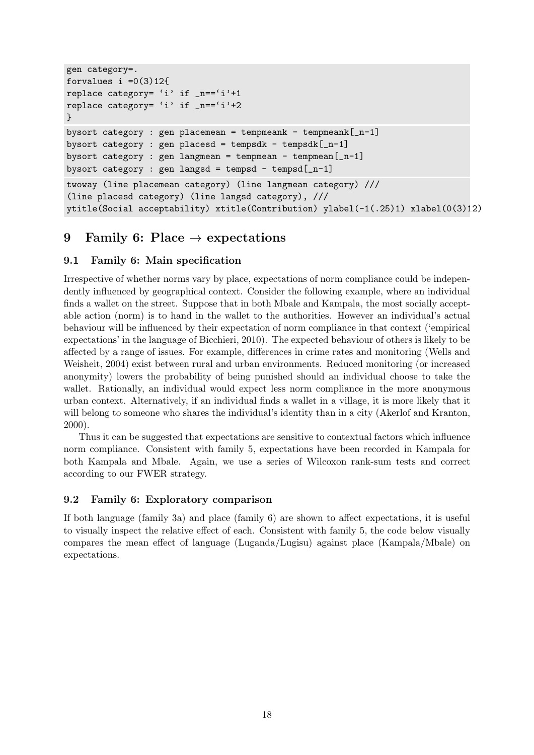```
gen category=.
forvalues i =0(3)12{
replace category= `i' if _n==`i'+1
replace category= `i' if _n==`i'+2
}
```

```
bysort category : gen placemean = tempmeank - tempmeank[_n-1]
bysort category : gen placesd = tempsdk - tempsdk[_n-1]
bysort category : gen langmean = tempmean - tempmean[_n-1]
bysort category : gen langsd = tempsd - tempsd[_n-1]
```

```
twoway (line placemean category) (line langmean category) ///
(line placesd category) (line langsd category), ///
ytitle(Social acceptability) xtitle(Contribution) ylabel(-1(.25)1) xlabel(0(3)12)
```

# 9 Family 6: Place → expectations

## 9.1 Family 6: Main specification

Irrespective of whether norms vary by place, expectations of norm compliance could be independently influenced by geographical context. Consider the following example, where an individual finds a wallet on the street. Suppose that in both Mbale and Kampala, the most socially acceptable action (norm) is to hand in the wallet to the authorities. However an individual's actual behaviour will be influenced by their expectation of norm compliance in that context ('empirical expectations' in the language of Bicchieri, 2010). The expected behaviour of others is likely to be affected by a range of issues. For example, differences in crime rates and monitoring (Wells and Weisheit, 2004) exist between rural and urban environments. Reduced monitoring (or increased anonymity) lowers the probability of being punished should an individual choose to take the wallet. Rationally, an individual would expect less norm compliance in the more anonymous urban context. Alternatively, if an individual finds a wallet in a village, it is more likely that it will belong to someone who shares the individual's identity than in a city (Akerlof and Kranton, 2000).

Thus it can be suggested that expectations are sensitive to contextual factors which influence norm compliance. Consistent with family 5, expectations have been recorded in Kampala for both Kampala and Mbale. Again, we use a series of Wilcoxon rank-sum tests and correct according to our FWER strategy.

## 9.2 Family 6: Exploratory comparison

If both language (family 3a) and place (family 6) are shown to affect expectations, it is useful to visually inspect the relative effect of each. Consistent with family 5, the code below visually compares the mean effect of language (Luganda/Lugisu) against place (Kampala/Mbale) on expectations.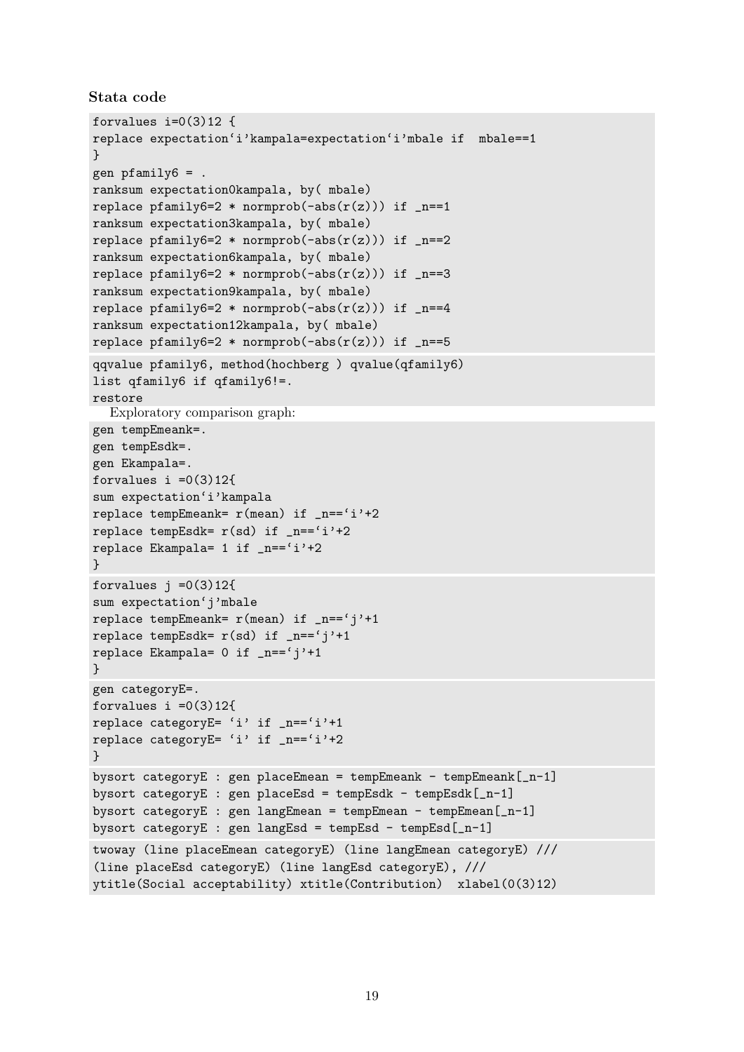**Stata code**

```
forvalues i=0(3)12 {
replace expectation`i'kampala=expectation`i'mbale if  mbale==1
}
gen pfamily6 = .
ranksum expectation0kampala, by( mbale)
replace pfamily6=2 * normprob(-abs(r(z))) if _n==1
ranksum expectation3kampala, by( mbale)
replace pfamily6=2 * normprob(-abs(r(z))) if _n==2
ranksum expectation6kampala, by( mbale)
replace pfamily6=2 * normprob(-abs(r(z))) if _n==3
ranksum expectation9kampala, by( mbale)
replace pfamily6=2 * normprob(-abs(r(z))) if _n==4
ranksum expectation12kampala, by( mbale)
replace pfamily6=2 * normprob(-abs(r(z))) if _n==5
```

```
qqvalue pfamily6, method(hochberg ) qvalue(qfamily6)
list qfamily6 if qfamily6!=.
restore
```

Exploratory comparison graph:

```
gen tempEmeank=.
gen tempEsdk=.
gen Ekampala=.
forvalues i =0(3)12{
sum expectation`i'kampala
replace tempEmeank= r(mean) if _n==`i'+2
replace tempEsdk= r(sd) if _n==`i'+2
replace Ekampala= 1 if _n==`i'+2
}
```

```
forvalues j =0(3)12{
sum expectation`j'mbale
replace tempEmeank= r(mean) if _n==`j'+1
replace tempEsdk= r(sd) if _n==`j'+1
replace Ekampala= 0 if _n==`j'+1
}
```

```
gen categoryE=.
forvalues i =0(3)12{
replace categoryE= `i' if _n==`i'+1
replace categoryE= `i' if _n==`i'+2
}
```

```
bysort categoryE : gen placeEmean = tempEmeank - tempEmeank[_n-1]
bysort categoryE : gen placeEsd = tempEsdk - tempEsdk[_n-1]
bysort categoryE : gen langEmean = tempEmean - tempEmean[_n-1]
bysort categoryE : gen langEsd = tempEsd - tempEsd[_n-1]
```

```
twoway (line placeEmean categoryE) (line langEmean categoryE) ///
(line placeEsd categoryE) (line langEsd categoryE), ///
ytitle(Social acceptability) xtitle(Contribution)  xlabel(0(3)12)
```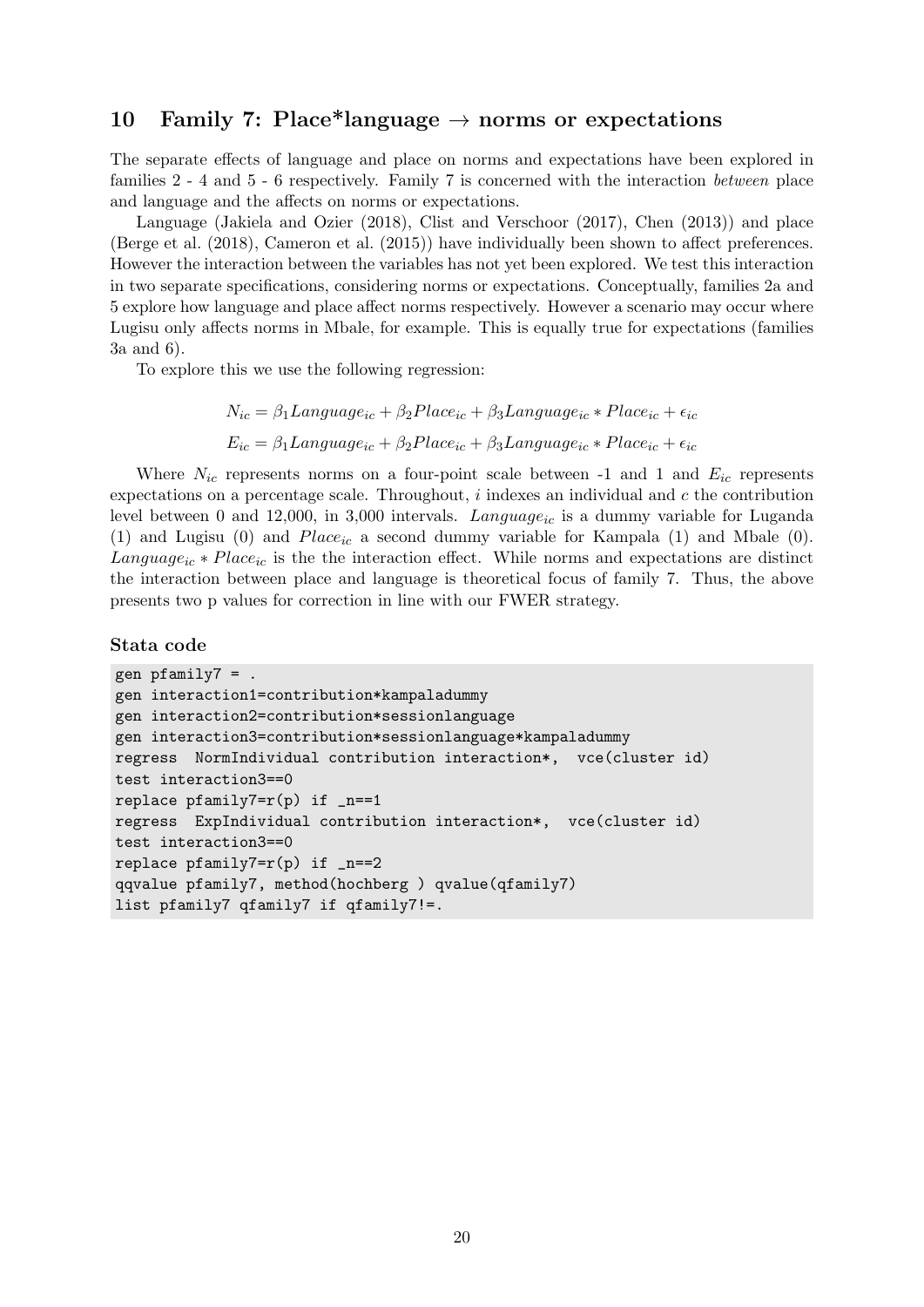## 10 Family 7: Place*language → norms or expectations

The separate effects of language and place on norms and expectations have been explored in families 2 - 4 and 5 - 6 respectively. Family 7 is concerned with the interaction *between* place and language and the affects on norms or expectations.

Language (Jakiela and Ozier (2018), Clist and Verschoor (2017), Chen (2013)) and place (Berge et al. (2018), Cameron et al. (2015)) have individually been shown to affect preferences. However the interaction between the variables has not yet been explored. We test this interaction in two separate specifications, considering norms or expectations. Conceptually, families 2a and 5 explore how language and place affect norms respectively. However a scenario may occur where Lugisu only affects norms in Mbale, for example. This is equally true for expectations (families 3a and 6).

To explore this we use the following regression:

$$N_{ic} = \beta_1 Language_{ic} + \beta_2 Place_{ic} + \beta_3 Language_{ic} * Place_{ic} + \epsilon_{ic}$$

$$E_{ic} = \beta_1 Language_{ic} + \beta_2 Place_{ic} + \beta_3 Language_{ic} * Place_{ic} + \epsilon_{ic}$$

Where $N_{ic}$ represents norms on a four-point scale between -1 and 1 and $E_{ic}$ represents expectations on a percentage scale. Throughout, $i$ indexes an individual and $c$ the contribution level between 0 and 12,000, in 3,000 intervals. $Language_{ic}$ is a dummy variable for Luganda (1) and Lugisu (0) and $Place_{ic}$ a second dummy variable for Kampala (1) and Mbale (0). $Language_{ic} * Place_{ic}$ is the the interaction effect. While norms and expectations are distinct the interaction between place and language is theoretical focus of family 7. Thus, the above presents two p values for correction in line with our FWER strategy.

### Stata code

```
gen pfamily7 = .
gen interaction1=contribution*kampaladummy
gen interaction2=contribution*sessionlanguage
gen interaction3=contribution*sessionlanguage*kampaladummy
regress  NormIndividual contribution interaction*,  vce(cluster id)
test interaction3==0
replace pfamily7=r(p) if _n==1
regress  ExpIndividual contribution interaction*,  vce(cluster id)
test interaction3==0
replace pfamily7=r(p) if _n==2
qqvalue pfamily7, method(hochberg ) qvalue(qfamily7)
list pfamily7 qfamily7 if qfamily7!=.
```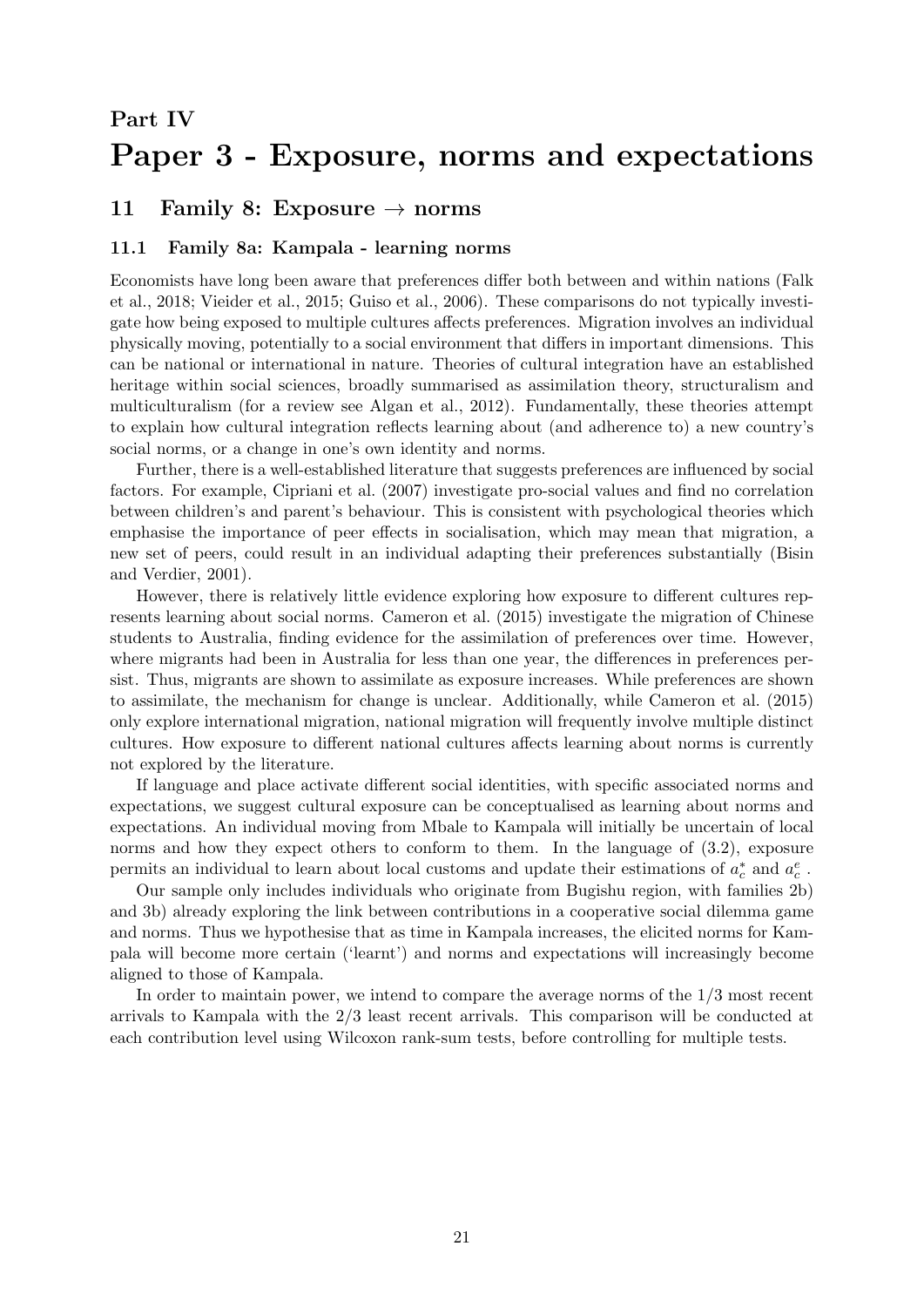# Part IV
# Paper 3 - Exposure, norms and expectations

## 11 Family 8: Exposure → norms

### 11.1 Family 8a: Kampala - learning norms

Economists have long been aware that preferences differ both between and within nations (Falk et al., 2018; Vieider et al., 2015; Guiso et al., 2006). These comparisons do not typically investigate how being exposed to multiple cultures affects preferences. Migration involves an individual physically moving, potentially to a social environment that differs in important dimensions. This can be national or international in nature. Theories of cultural integration have an established heritage within social sciences, broadly summarised as assimilation theory, structuralism and multiculturalism (for a review see Algan et al., 2012). Fundamentally, these theories attempt to explain how cultural integration reflects learning about (and adherence to) a new country's social norms, or a change in one's own identity and norms.

Further, there is a well-established literature that suggests preferences are influenced by social factors. For example, Cipriani et al. (2007) investigate pro-social values and find no correlation between children's and parent's behaviour. This is consistent with psychological theories which emphasise the importance of peer effects in socialisation, which may mean that migration, a new set of peers, could result in an individual adapting their preferences substantially (Bisin and Verdier, 2001).

However, there is relatively little evidence exploring how exposure to different cultures represents learning about social norms. Cameron et al. (2015) investigate the migration of Chinese students to Australia, finding evidence for the assimilation of preferences over time. However, where migrants had been in Australia for less than one year, the differences in preferences persist. Thus, migrants are shown to assimilate as exposure increases. While preferences are shown to assimilate, the mechanism for change is unclear. Additionally, while Cameron et al. (2015) only explore international migration, national migration will frequently involve multiple distinct cultures. How exposure to different national cultures affects learning about norms is currently not explored by the literature.

If language and place activate different social identities, with specific associated norms and expectations, we suggest cultural exposure can be conceptualised as learning about norms and expectations. An individual moving from Mbale to Kampala will initially be uncertain of local norms and how they expect others to conform to them. In the language of (3.2), exposure permits an individual to learn about local customs and update their estimations of $a_c^*$ and $a_c^e$ .

Our sample only includes individuals who originate from Bugishu region, with families 2b) and 3b) already exploring the link between contributions in a cooperative social dilemma game and norms. Thus we hypothesise that as time in Kampala increases, the elicited norms for Kampala will become more certain ('learnt') and norms and expectations will increasingly become aligned to those of Kampala.

In order to maintain power, we intend to compare the average norms of the 1/3 most recent arrivals to Kampala with the 2/3 least recent arrivals. This comparison will be conducted at each contribution level using Wilcoxon rank-sum tests, before controlling for multiple tests.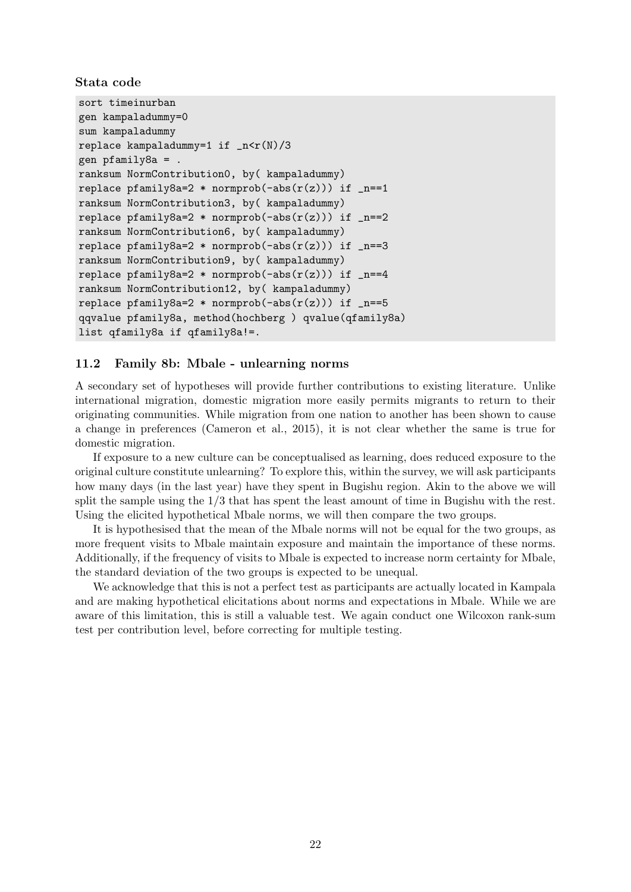**Stata code**

```
sort timeinurban
gen kampaladummy=0
sum kampaladummy
replace kampaladummy=1 if _n<r(N)/3
gen pfamily8a = .
ranksum NormContribution0, by( kampaladummy)
replace pfamily8a=2 * normprob(-abs(r(z))) if _n==1
ranksum NormContribution3, by( kampaladummy)
replace pfamily8a=2 * normprob(-abs(r(z))) if _n==2
ranksum NormContribution6, by( kampaladummy)
replace pfamily8a=2 * normprob(-abs(r(z))) if _n==3
ranksum NormContribution9, by( kampaladummy)
replace pfamily8a=2 * normprob(-abs(r(z))) if _n==4
ranksum NormContribution12, by( kampaladummy)
replace pfamily8a=2 * normprob(-abs(r(z))) if _n==5
qqvalue pfamily8a, method(hochberg ) qvalue(qfamily8a)
list qfamily8a if qfamily8a!=.
```

### 11.2 Family 8b: Mbale - unlearning norms

A secondary set of hypotheses will provide further contributions to existing literature. Unlike international migration, domestic migration more easily permits migrants to return to their originating communities. While migration from one nation to another has been shown to cause a change in preferences (Cameron et al., 2015), it is not clear whether the same is true for domestic migration.

If exposure to a new culture can be conceptualised as learning, does reduced exposure to the original culture constitute unlearning? To explore this, within the survey, we will ask participants how many days (in the last year) have they spent in Bugishu region. Akin to the above we will split the sample using the 1/3 that has spent the least amount of time in Bugishu with the rest. Using the elicited hypothetical Mbale norms, we will then compare the two groups.

It is hypothesised that the mean of the Mbale norms will not be equal for the two groups, as more frequent visits to Mbale maintain exposure and maintain the importance of these norms. Additionally, if the frequency of visits to Mbale is expected to increase norm certainty for Mbale, the standard deviation of the two groups is expected to be unequal.

We acknowledge that this is not a perfect test as participants are actually located in Kampala and are making hypothetical elicitations about norms and expectations in Mbale. While we are aware of this limitation, this is still a valuable test. We again conduct one Wilcoxon rank-sum test per contribution level, before correcting for multiple testing.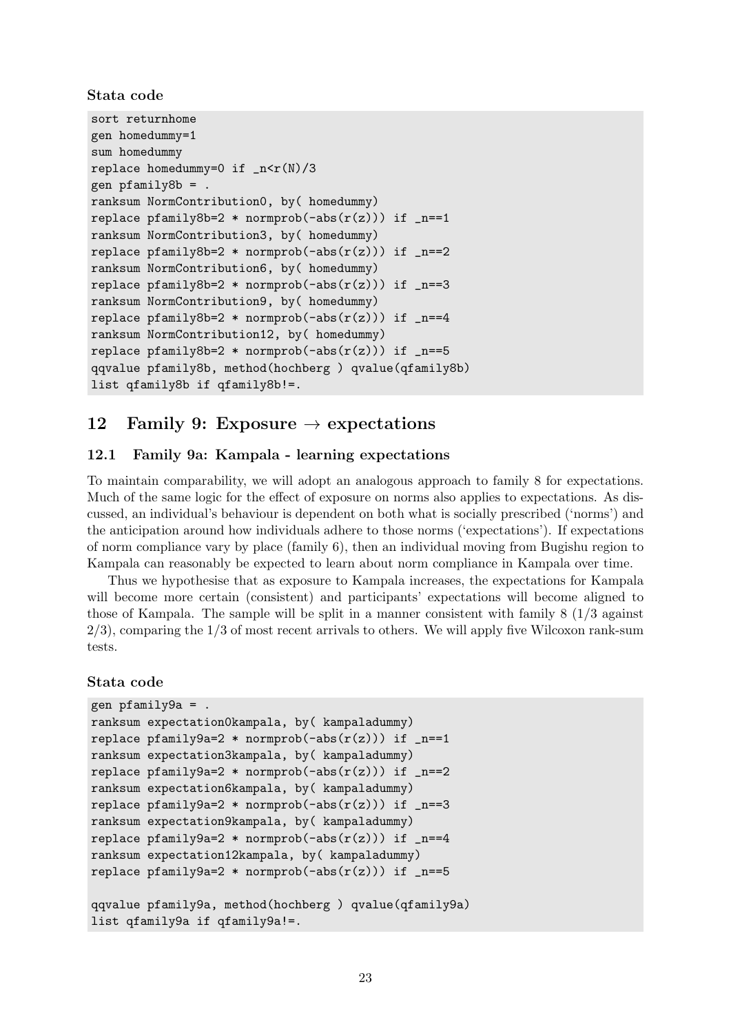**Stata code**

```
sort returnhome
gen homedummy=1
sum homedummy
replace homedummy=0 if _n<r(N)/3
gen pfamily8b = .
ranksum NormContribution0, by( homedummy)
replace pfamily8b=2 * normprob(-abs(r(z))) if _n==1
ranksum NormContribution3, by( homedummy)
replace pfamily8b=2 * normprob(-abs(r(z))) if _n==2
ranksum NormContribution6, by( homedummy)
replace pfamily8b=2 * normprob(-abs(r(z))) if _n==3
ranksum NormContribution9, by( homedummy)
replace pfamily8b=2 * normprob(-abs(r(z))) if _n==4
ranksum NormContribution12, by( homedummy)
replace pfamily8b=2 * normprob(-abs(r(z))) if _n==5
qqvalue pfamily8b, method(hochberg ) qvalue(qfamily8b)
list qfamily8b if qfamily8b!=.
```

## 12 Family 9: Exposure → expectations

### 12.1 Family 9a: Kampala - learning expectations

To maintain comparability, we will adopt an analogous approach to family 8 for expectations. Much of the same logic for the effect of exposure on norms also applies to expectations. As discussed, an individual's behaviour is dependent on both what is socially prescribed ('norms') and the anticipation around how individuals adhere to those norms ('expectations'). If expectations of norm compliance vary by place (family 6), then an individual moving from Bugishu region to Kampala can reasonably be expected to learn about norm compliance in Kampala over time.

Thus we hypothesise that as exposure to Kampala increases, the expectations for Kampala will become more certain (consistent) and participants' expectations will become aligned to those of Kampala. The sample will be split in a manner consistent with family 8 (1/3 against 2/3), comparing the 1/3 of most recent arrivals to others. We will apply five Wilcoxon rank-sum tests.

**Stata code**

```
gen pfamily9a = .
ranksum expectation0kampala, by( kampaladummy)
replace pfamily9a=2 * normprob(-abs(r(z))) if _n==1
ranksum expectation3kampala, by( kampaladummy)
replace pfamily9a=2 * normprob(-abs(r(z))) if _n==2
ranksum expectation6kampala, by( kampaladummy)
replace pfamily9a=2 * normprob(-abs(r(z))) if _n==3
ranksum expectation9kampala, by( kampaladummy)
replace pfamily9a=2 * normprob(-abs(r(z))) if _n==4
ranksum expectation12kampala, by( kampaladummy)
replace pfamily9a=2 * normprob(-abs(r(z))) if _n==5

qqvalue pfamily9a, method(hochberg ) qvalue(qfamily9a)
list qfamily9a if qfamily9a!=.
```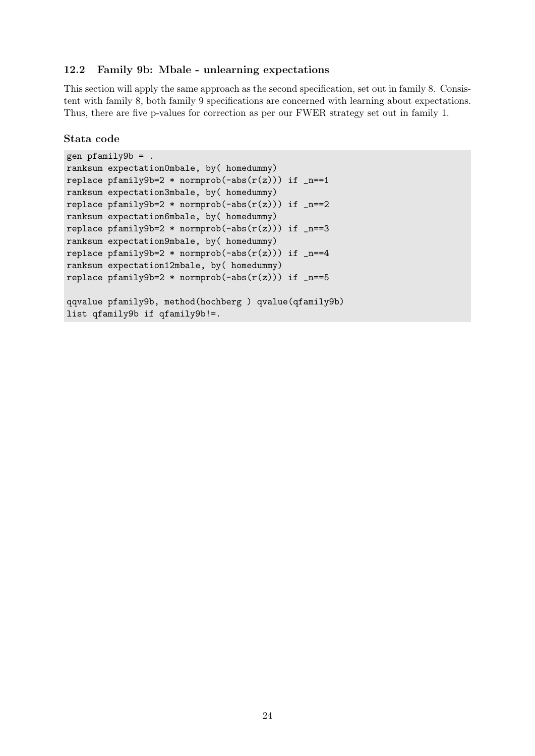### 12.2 Family 9b: Mbale - unlearning expectations

This section will apply the same approach as the second specification, set out in family 8. Consistent with family 8, both family 9 specifications are concerned with learning about expectations. Thus, there are five p-values for correction as per our FWER strategy set out in family 1.

#### Stata code

```
gen pfamily9b = .
ranksum expectation0mbale, by( homedummy)
replace pfamily9b=2 * normprob(-abs(r(z))) if _n==1
ranksum expectation3mbale, by( homedummy)
replace pfamily9b=2 * normprob(-abs(r(z))) if _n==2
ranksum expectation6mbale, by( homedummy)
replace pfamily9b=2 * normprob(-abs(r(z))) if _n==3
ranksum expectation9mbale, by( homedummy)
replace pfamily9b=2 * normprob(-abs(r(z))) if _n==4
ranksum expectation12mbale, by( homedummy)
replace pfamily9b=2 * normprob(-abs(r(z))) if _n==5

qqvalue pfamily9b, method(hochberg ) qvalue(qfamily9b)
list qfamily9b if qfamily9b!=.
```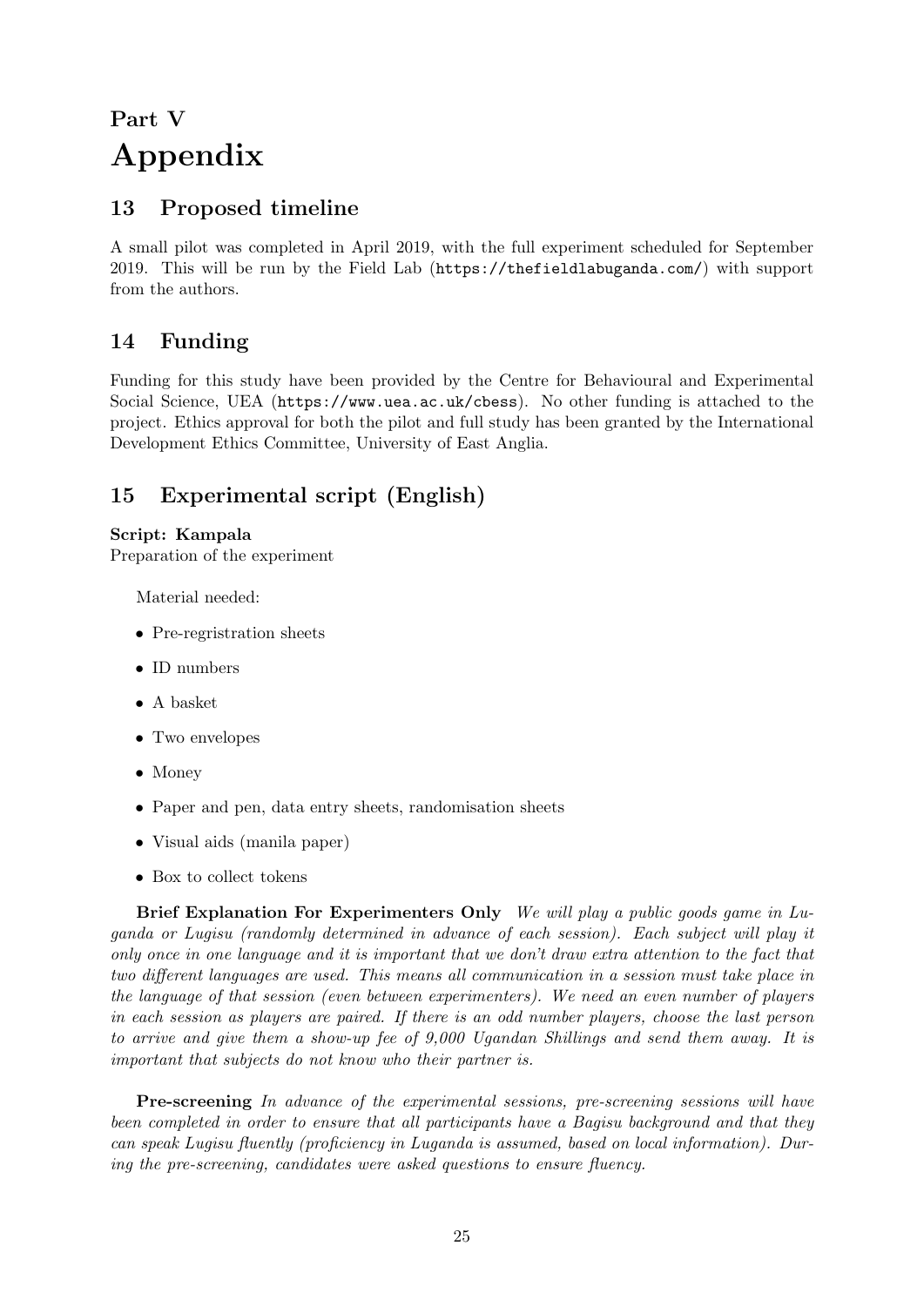# Part V
# Appendix

## 13 Proposed timeline

A small pilot was completed in April 2019, with the full experiment scheduled for September 2019. This will be run by the Field Lab (https://thefieldlabuganda.com/) with support from the authors.

## 14 Funding

Funding for this study have been provided by the Centre for Behavioural and Experimental Social Science, UEA (https://www.uea.ac.uk/cbess). No other funding is attached to the project. Ethics approval for both the pilot and full study has been granted by the International Development Ethics Committee, University of East Anglia.

## 15 Experimental script (English)

**Script: Kampala**
Preparation of the experiment

Material needed:

- Pre-regristration sheets
- ID numbers
- A basket
- Two envelopes
- Money
- Paper and pen, data entry sheets, randomisation sheets
- Visual aids (manila paper)
- Box to collect tokens

**Brief Explanation For Experimenters Only** *We will play a public goods game in Luganda or Lugisu (randomly determined in advance of each session). Each subject will play it only once in one language and it is important that we don't draw extra attention to the fact that two different languages are used. This means all communication in a session must take place in the language of that session (even between experimenters). We need an even number of players in each session as players are paired. If there is an odd number players, choose the last person to arrive and give them a show-up fee of 9,000 Ugandan Shillings and send them away. It is important that subjects do not know who their partner is.*

**Pre-screening** *In advance of the experimental sessions, pre-screening sessions will have been completed in order to ensure that all participants have a Bagisu background and that they can speak Lugisu fluently (proficiency in Luganda is assumed, based on local information). During the pre-screening, candidates were asked questions to ensure fluency.*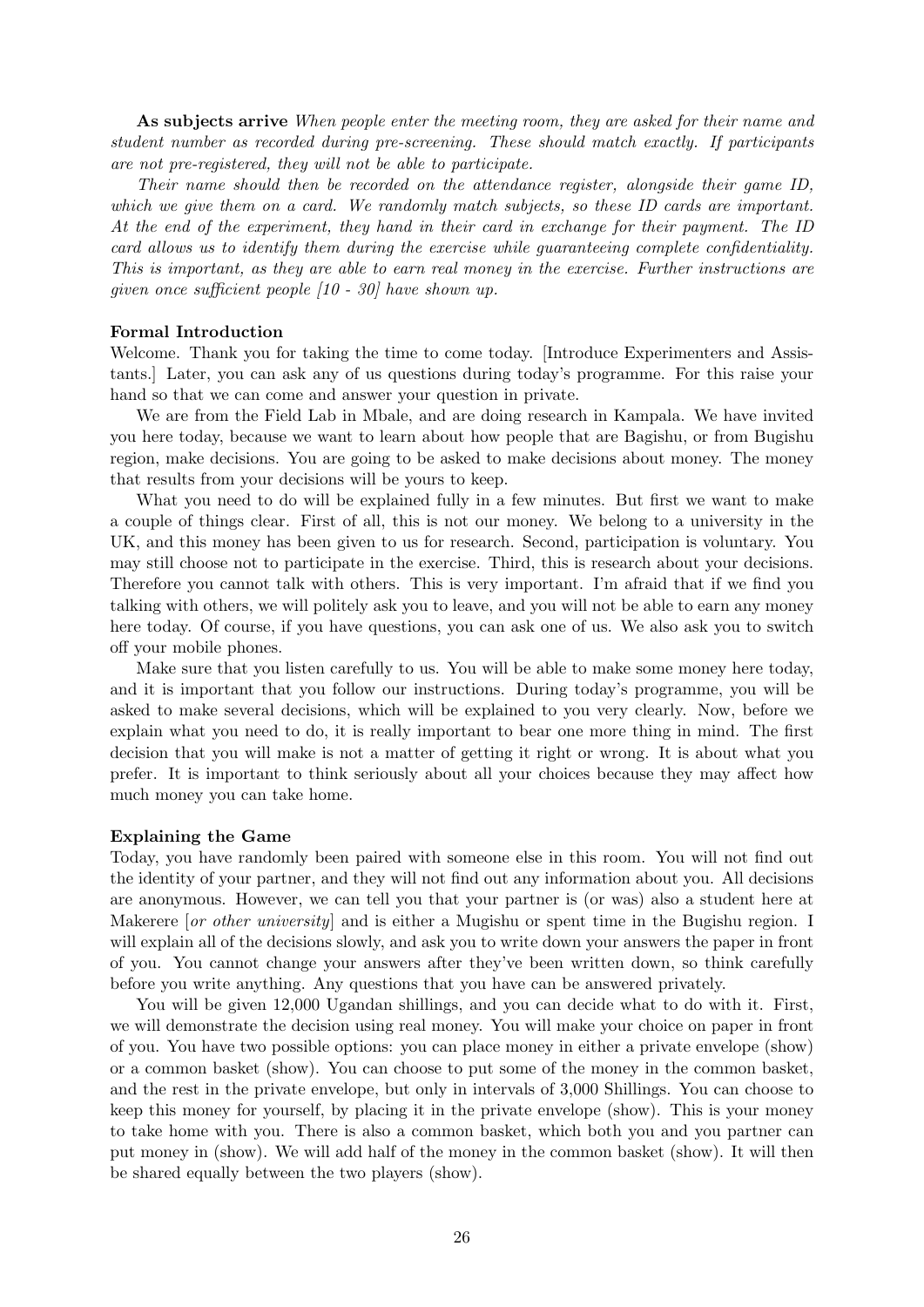**As subjects arrive** *When people enter the meeting room, they are asked for their name and student number as recorded during pre-screening. These should match exactly. If participants are not pre-registered, they will not be able to participate.*

*Their name should then be recorded on the attendance register, alongside their game ID, which we give them on a card. We randomly match subjects, so these ID cards are important. At the end of the experiment, they hand in their card in exchange for their payment. The ID card allows us to identify them during the exercise while guaranteeing complete confidentiality. This is important, as they are able to earn real money in the exercise. Further instructions are given once sufficient people [10 - 30] have shown up.*

**Formal Introduction**

Welcome. Thank you for taking the time to come today. [Introduce Experimenters and Assistants.] Later, you can ask any of us questions during today's programme. For this raise your hand so that we can come and answer your question in private.

We are from the Field Lab in Mbale, and are doing research in Kampala. We have invited you here today, because we want to learn about how people that are Bagishu, or from Bugishu region, make decisions. You are going to be asked to make decisions about money. The money that results from your decisions will be yours to keep.

What you need to do will be explained fully in a few minutes. But first we want to make a couple of things clear. First of all, this is not our money. We belong to a university in the UK, and this money has been given to us for research. Second, participation is voluntary. You may still choose not to participate in the exercise. Third, this is research about your decisions. Therefore you cannot talk with others. This is very important. I'm afraid that if we find you talking with others, we will politely ask you to leave, and you will not be able to earn any money here today. Of course, if you have questions, you can ask one of us. We also ask you to switch off your mobile phones.

Make sure that you listen carefully to us. You will be able to make some money here today, and it is important that you follow our instructions. During today's programme, you will be asked to make several decisions, which will be explained to you very clearly. Now, before we explain what you need to do, it is really important to bear one more thing in mind. The first decision that you will make is not a matter of getting it right or wrong. It is about what you prefer. It is important to think seriously about all your choices because they may affect how much money you can take home.

**Explaining the Game**

Today, you have randomly been paired with someone else in this room. You will not find out the identity of your partner, and they will not find out any information about you. All decisions are anonymous. However, we can tell you that your partner is (or was) also a student here at Makerere [*or other university*] and is either a Mugishu or spent time in the Bugishu region. I will explain all of the decisions slowly, and ask you to write down your answers the paper in front of you. You cannot change your answers after they've been written down, so think carefully before you write anything. Any questions that you have can be answered privately.

You will be given 12,000 Ugandan shillings, and you can decide what to do with it. First, we will demonstrate the decision using real money. You will make your choice on paper in front of you. You have two possible options: you can place money in either a private envelope (show) or a common basket (show). You can choose to put some of the money in the common basket, and the rest in the private envelope, but only in intervals of 3,000 Shillings. You can choose to keep this money for yourself, by placing it in the private envelope (show). This is your money to take home with you. There is also a common basket, which both you and you partner can put money in (show). We will add half of the money in the common basket (show). It will then be shared equally between the two players (show).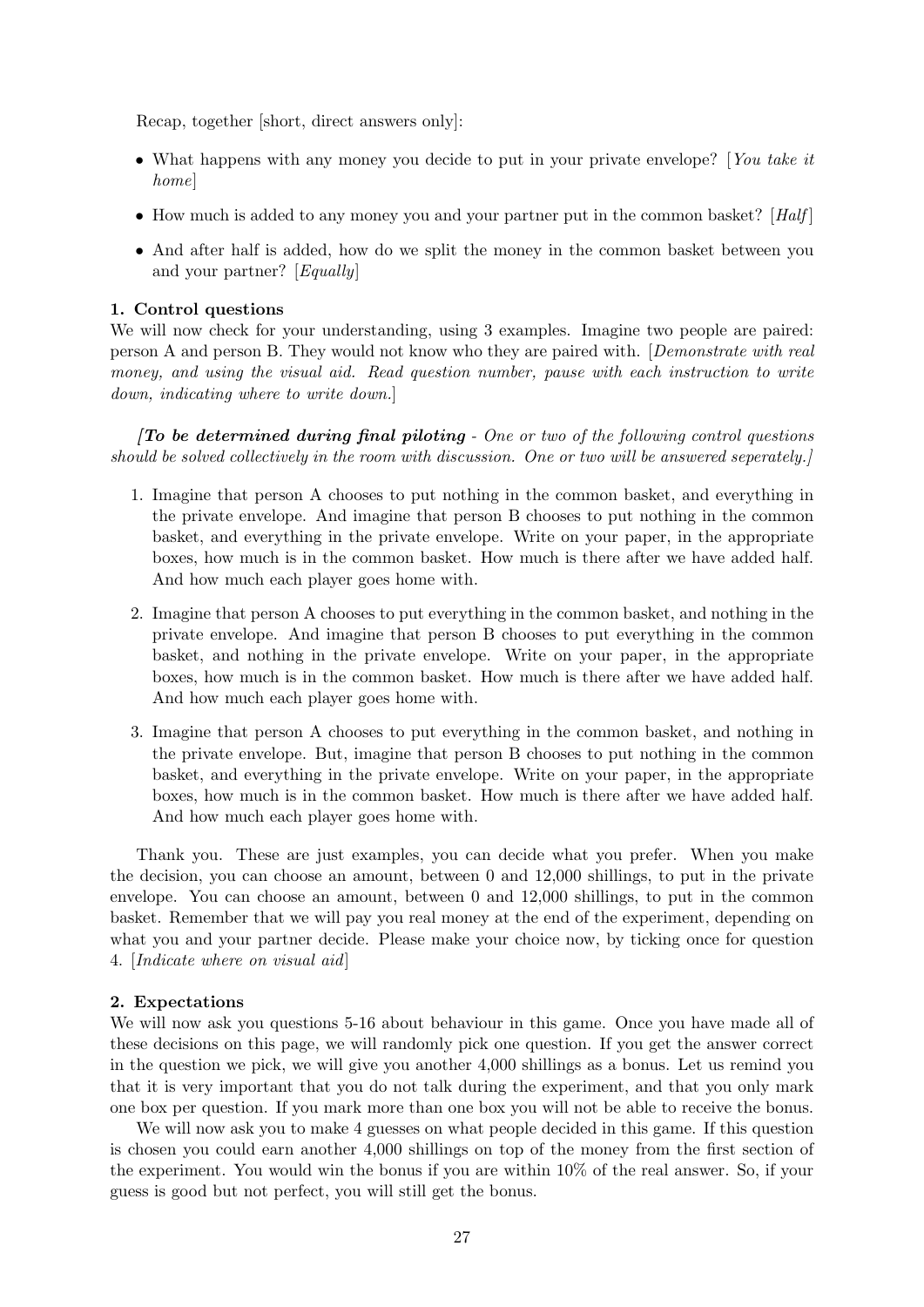Recap, together [short, direct answers only]:

- What happens with any money you decide to put in your private envelope? [*You take it home*]
- How much is added to any money you and your partner put in the common basket? [*Half*]
- And after half is added, how do we split the money in the common basket between you and your partner? [*Equally*]

**1. Control questions**
We will now check for your understanding, using 3 examples. Imagine two people are paired: person A and person B. They would not know who they are paired with. [*Demonstrate with real money, and using the visual aid. Read question number, pause with each instruction to write down, indicating where to write down.*]

***[To be determined during final piloting** - One or two of the following control questions should be solved collectively in the room with discussion. One or two will be answered seperately.]*

1. Imagine that person A chooses to put nothing in the common basket, and everything in the private envelope. And imagine that person B chooses to put nothing in the common basket, and everything in the private envelope. Write on your paper, in the appropriate boxes, how much is in the common basket. How much is there after we have added half. And how much each player goes home with.
2. Imagine that person A chooses to put everything in the common basket, and nothing in the private envelope. And imagine that person B chooses to put everything in the common basket, and nothing in the private envelope. Write on your paper, in the appropriate boxes, how much is in the common basket. How much is there after we have added half. And how much each player goes home with.
3. Imagine that person A chooses to put everything in the common basket, and nothing in the private envelope. But, imagine that person B chooses to put nothing in the common basket, and everything in the private envelope. Write on your paper, in the appropriate boxes, how much is in the common basket. How much is there after we have added half. And how much each player goes home with.

Thank you. These are just examples, you can decide what you prefer. When you make the decision, you can choose an amount, between 0 and 12,000 shillings, to put in the private envelope. You can choose an amount, between 0 and 12,000 shillings, to put in the common basket. Remember that we will pay you real money at the end of the experiment, depending on what you and your partner decide. Please make your choice now, by ticking once for question 4. [*Indicate where on visual aid*]

**2. Expectations**
We will now ask you questions 5-16 about behaviour in this game. Once you have made all of these decisions on this page, we will randomly pick one question. If you get the answer correct in the question we pick, we will give you another 4,000 shillings as a bonus. Let us remind you that it is very important that you do not talk during the experiment, and that you only mark one box per question. If you mark more than one box you will not be able to receive the bonus.

We will now ask you to make 4 guesses on what people decided in this game. If this question is chosen you could earn another 4,000 shillings on top of the money from the first section of the experiment. You would win the bonus if you are within 10% of the real answer. So, if your guess is good but not perfect, you will still get the bonus.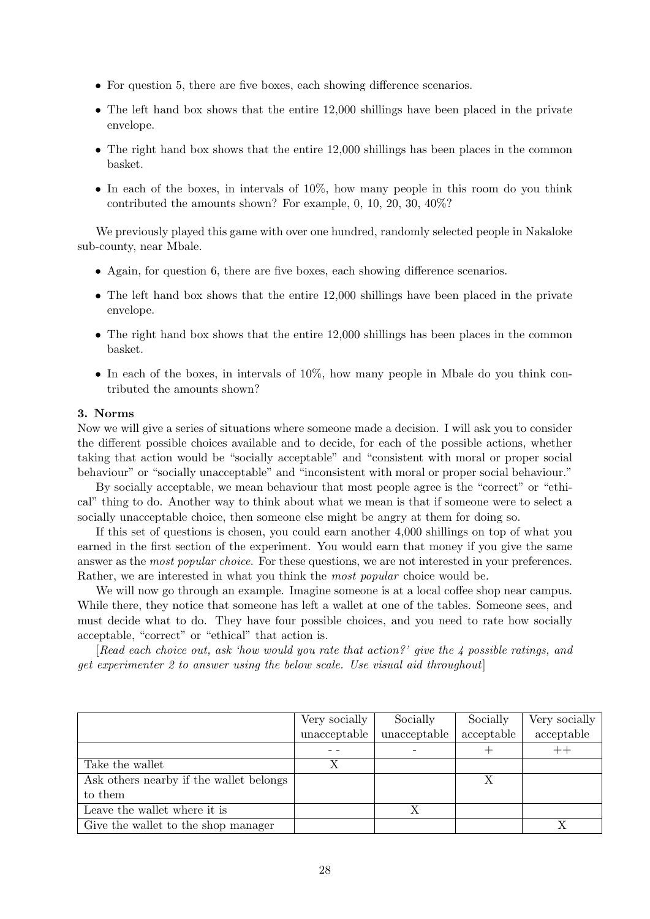- For question 5, there are five boxes, each showing difference scenarios.
- The left hand box shows that the entire 12,000 shillings have been placed in the private envelope.
- The right hand box shows that the entire 12,000 shillings has been places in the common basket.
- In each of the boxes, in intervals of 10%, how many people in this room do you think contributed the amounts shown? For example, 0, 10, 20, 30, 40%?

We previously played this game with over one hundred, randomly selected people in Nakaloke sub-county, near Mbale.

- Again, for question 6, there are five boxes, each showing difference scenarios.
- The left hand box shows that the entire 12,000 shillings have been placed in the private envelope.
- The right hand box shows that the entire 12,000 shillings has been places in the common basket.
- In each of the boxes, in intervals of 10%, how many people in Mbale do you think contributed the amounts shown?

### 3. Norms

Now we will give a series of situations where someone made a decision. I will ask you to consider the different possible choices available and to decide, for each of the possible actions, whether taking that action would be "socially acceptable" and "consistent with moral or proper social behaviour" or "socially unacceptable" and "inconsistent with moral or proper social behaviour."

By socially acceptable, we mean behaviour that most people agree is the "correct" or "ethical" thing to do. Another way to think about what we mean is that if someone were to select a socially unacceptable choice, then someone else might be angry at them for doing so.

If this set of questions is chosen, you could earn another 4,000 shillings on top of what you earned in the first section of the experiment. You would earn that money if you give the same answer as the *most popular choice*. For these questions, we are not interested in your preferences. Rather, we are interested in what you think the *most popular* choice would be.

We will now go through an example. Imagine someone is at a local coffee shop near campus. While there, they notice that someone has left a wallet at one of the tables. Someone sees, and must decide what to do. They have four possible choices, and you need to rate how socially acceptable, "correct" or "ethical" that action is.

[*Read each choice out, ask 'how would you rate that action?' give the 4 possible ratings, and get experimenter 2 to answer using the below scale. Use visual aid throughout*]

| | Very socially unacceptable | Socially unacceptable | Socially acceptable | Very socially acceptable |
|---|---|---|---|---|
| | - - | - | + | ++ |
| Take the wallet | X | | | |
| Ask others nearby if the wallet belongs to them | | | X | |
| Leave the wallet where it is | | X | | |
| Give the wallet to the shop manager | | | | X |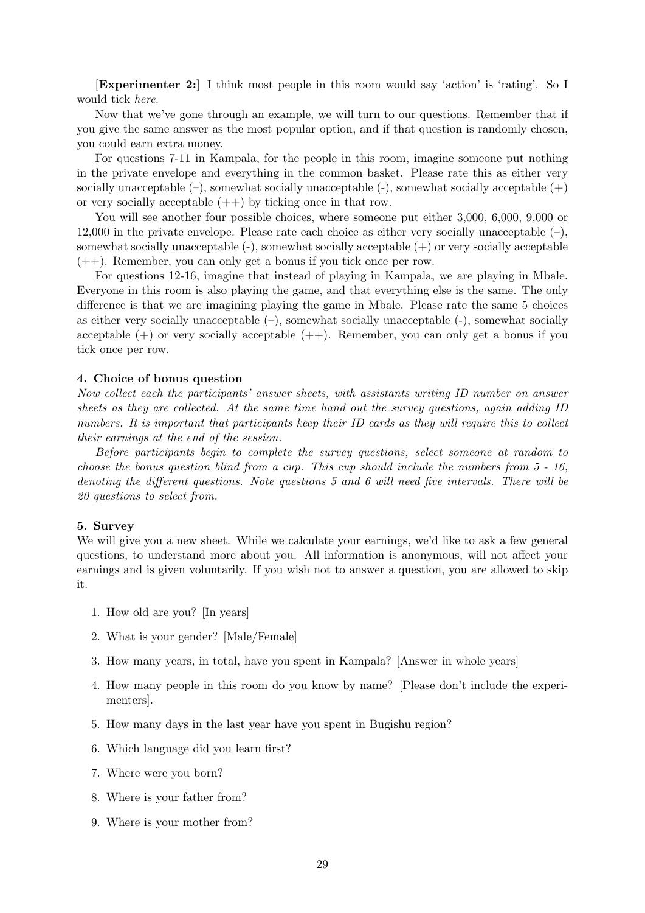**[Experimenter 2:]** I think most people in this room would say 'action' is 'rating'. So I would tick *here*.

Now that we've gone through an example, we will turn to our questions. Remember that if you give the same answer as the most popular option, and if that question is randomly chosen, you could earn extra money.

For questions 7-11 in Kampala, for the people in this room, imagine someone put nothing in the private envelope and everything in the common basket. Please rate this as either very socially unacceptable (–), somewhat socially unacceptable (-), somewhat socially acceptable (+) or very socially acceptable (++) by ticking once in that row.

You will see another four possible choices, where someone put either 3,000, 6,000, 9,000 or 12,000 in the private envelope. Please rate each choice as either very socially unacceptable (–), somewhat socially unacceptable (-), somewhat socially acceptable (+) or very socially acceptable (++). Remember, you can only get a bonus if you tick once per row.

For questions 12-16, imagine that instead of playing in Kampala, we are playing in Mbale. Everyone in this room is also playing the game, and that everything else is the same. The only difference is that we are imagining playing the game in Mbale. Please rate the same 5 choices as either very socially unacceptable (–), somewhat socially unacceptable (-), somewhat socially acceptable (+) or very socially acceptable (++). Remember, you can only get a bonus if you tick once per row.

#### 4. Choice of bonus question

*Now collect each the participants' answer sheets, with assistants writing ID number on answer sheets as they are collected. At the same time hand out the survey questions, again adding ID numbers. It is important that participants keep their ID cards as they will require this to collect their earnings at the end of the session.*

*Before participants begin to complete the survey questions, select someone at random to choose the bonus question blind from a cup. This cup should include the numbers from 5 - 16, denoting the different questions. Note questions 5 and 6 will need five intervals. There will be 20 questions to select from.*

#### 5. Survey

We will give you a new sheet. While we calculate your earnings, we'd like to ask a few general questions, to understand more about you. All information is anonymous, will not affect your earnings and is given voluntarily. If you wish not to answer a question, you are allowed to skip it.

1. How old are you? [In years]
2. What is your gender? [Male/Female]
3. How many years, in total, have you spent in Kampala? [Answer in whole years]
4. How many people in this room do you know by name? [Please don't include the experimenters].
5. How many days in the last year have you spent in Bugishu region?
6. Which language did you learn first?
7. Where were you born?
8. Where is your father from?
9. Where is your mother from?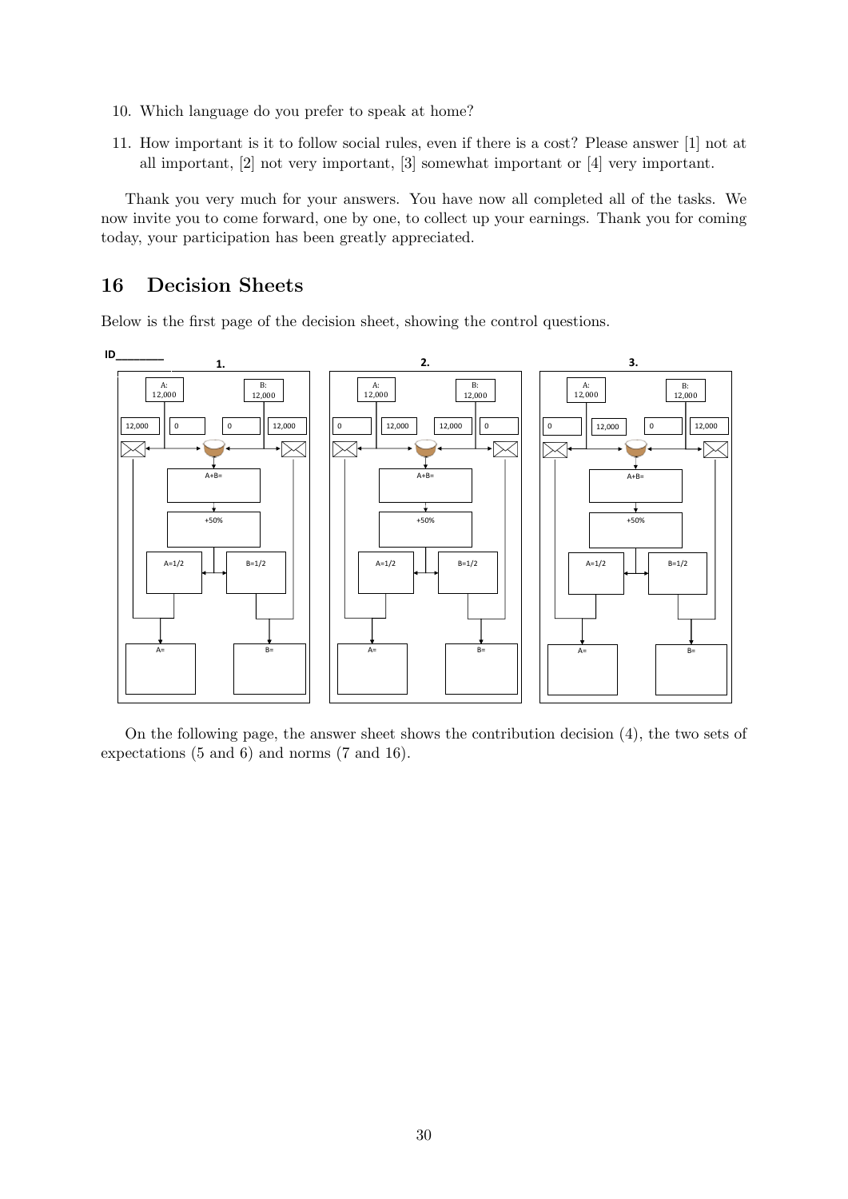10. Which language do you prefer to speak at home?

11. How important is it to follow social rules, even if there is a cost? Please answer [1] not at all important, [2] not very important, [3] somewhat important or [4] very important.

Thank you very much for your answers. You have now all completed all of the tasks. We now invite you to come forward, one by one, to collect up your earnings. Thank you for coming today, your participation has been greatly appreciated.

## 16 Decision Sheets

Below is the first page of the decision sheet, showing the control questions.

ID________

1. A: 12,000 | B: 12,000 | 12,000 | 0 | 0 | 12,000 | A+B= | +50% | A=1/2 | B=1/2 | A= | B=

2. A: 12,000 | B: 12,000 | 0 | 12,000 | 12,000 | 0 | A+B= | +50% | A=1/2 | B=1/2 | A= | B=

3. A: 12,000 | B: 12,000 | 0 | 12,000 | 0 | 12,000 | A+B= | +50% | A=1/2 | B=1/2 | A= | B=

On the following page, the answer sheet shows the contribution decision (4), the two sets of expectations (5 and 6) and norms (7 and 16).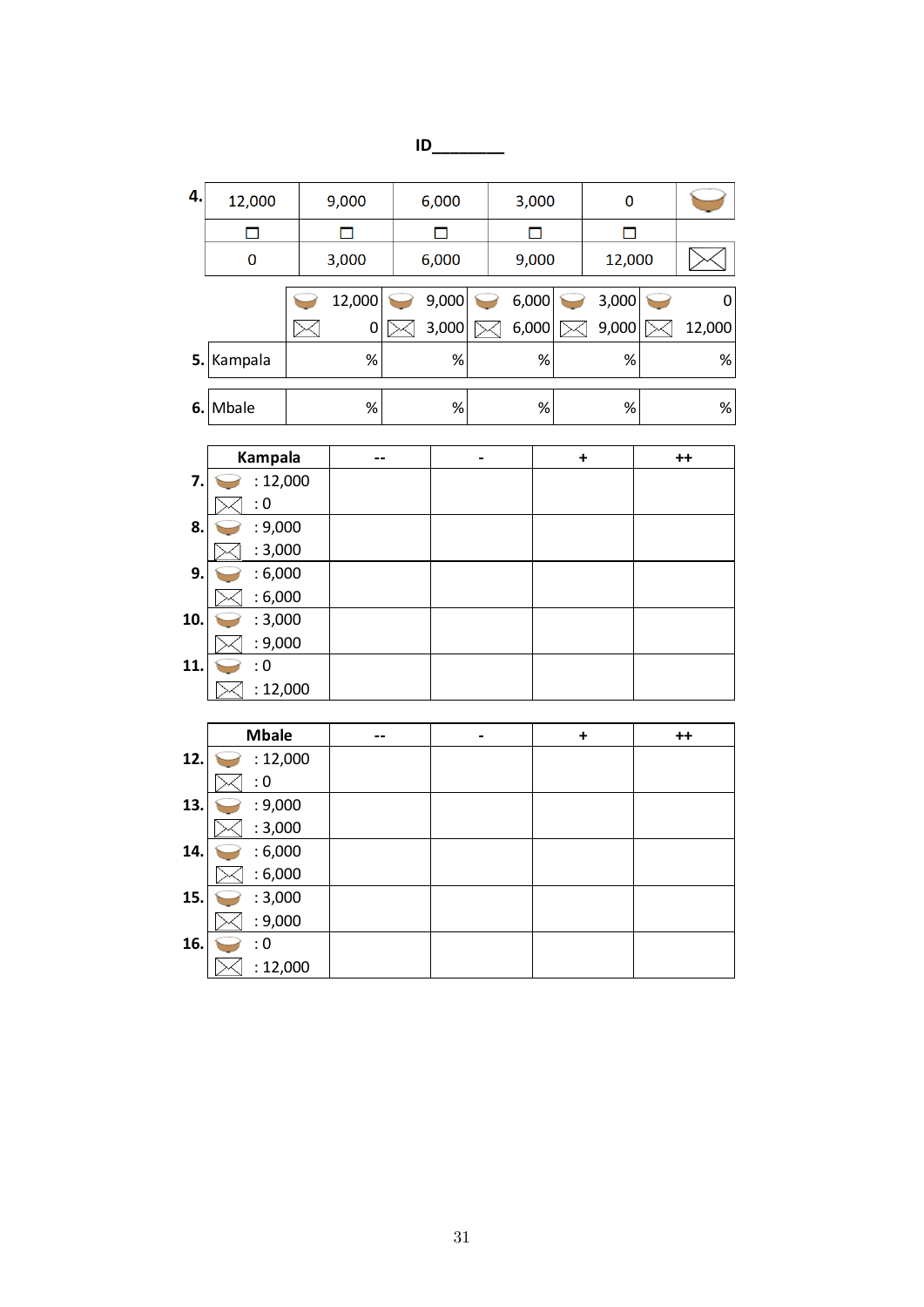ID________

**4.**

| 12,000 | 9,000 | 6,000 | 3,000 | 0 | 🥣 |
|---|---|---|---|---|---|
| ☐ | ☐ | ☐ | ☐ | ☐ | |
| 0 | 3,000 | 6,000 | 9,000 | 12,000 | ✉ |

| | 🥣 12,000 ✉ 0 | 🥣 9,000 ✉ 3,000 | 🥣 6,000 ✉ 6,000 | 🥣 3,000 ✉ 9,000 | 🥣 0 ✉ 12,000 |
|---|---|---|---|---|---|
| **5.** Kampala | % | % | % | % | % |
| **6.** Mbale | % | % | % | % | % |

| **Kampala** | -- | - | + | ++ |
|---|---|---|---|---|
| **7.** 🥣 : 12,000 ✉ : 0 | | | | |
| **8.** 🥣 : 9,000 ✉ : 3,000 | | | | |
| **9.** 🥣 : 6,000 ✉ : 6,000 | | | | |
| **10.** 🥣 : 3,000 ✉ : 9,000 | | | | |
| **11.** 🥣 : 0 ✉ : 12,000 | | | | |

| **Mbale** | -- | - | + | ++ |
|---|---|---|---|---|
| **12.** 🥣 : 12,000 ✉ : 0 | | | | |
| **13.** 🥣 : 9,000 ✉ : 3,000 | | | | |
| **14.** 🥣 : 6,000 ✉ : 6,000 | | | | |
| **15.** 🥣 : 3,000 ✉ : 9,000 | | | | |
| **16.** 🥣 : 0 ✉ : 12,000 | | | | |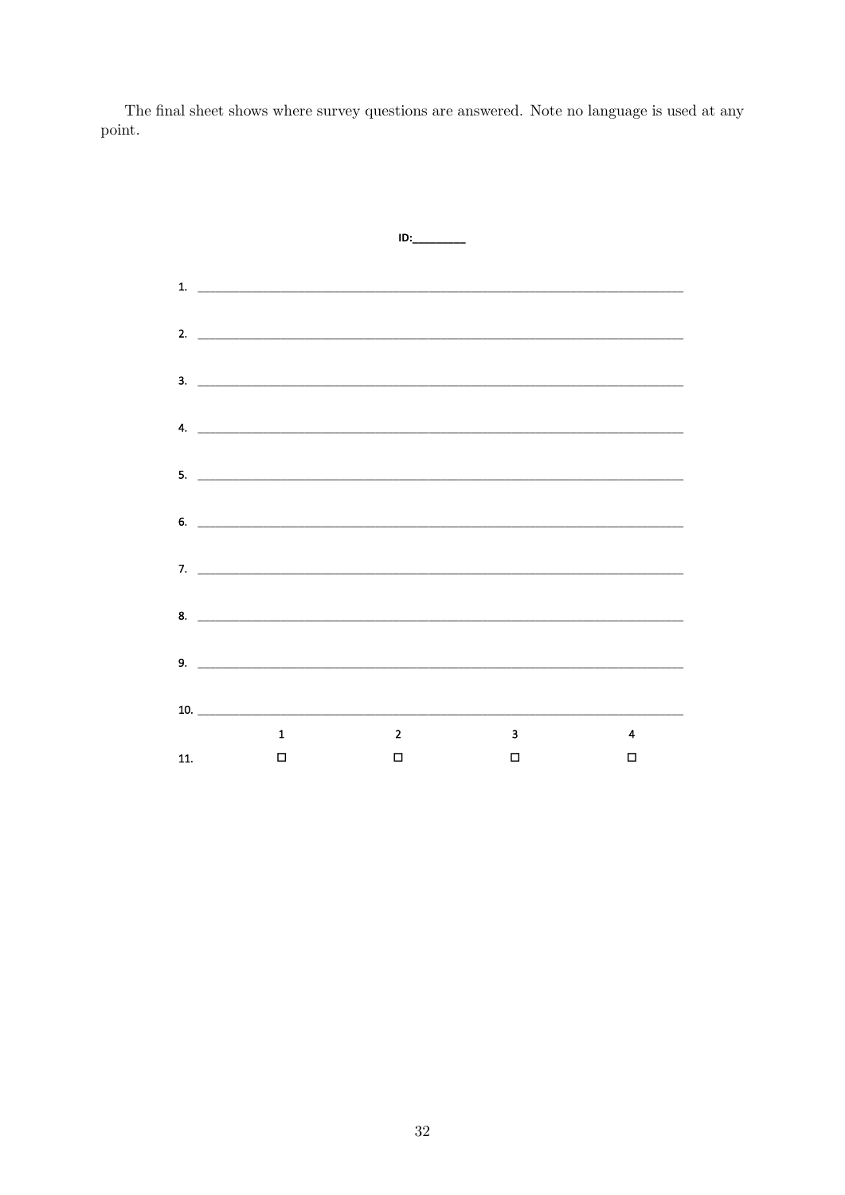The final sheet shows where survey questions are answered. Note no language is used at any point.

ID:\_\_\_\_\_\_\_\_\_

1. \_\_\_\_\_\_\_\_\_\_\_\_\_\_\_\_\_\_\_\_\_\_\_\_\_\_\_\_\_\_\_\_\_\_\_\_\_\_\_\_\_\_\_\_\_\_\_\_\_\_\_\_\_\_\_\_\_\_\_\_\_\_\_\_

2. \_\_\_\_\_\_\_\_\_\_\_\_\_\_\_\_\_\_\_\_\_\_\_\_\_\_\_\_\_\_\_\_\_\_\_\_\_\_\_\_\_\_\_\_\_\_\_\_\_\_\_\_\_\_\_\_\_\_\_\_\_\_\_\_

3. \_\_\_\_\_\_\_\_\_\_\_\_\_\_\_\_\_\_\_\_\_\_\_\_\_\_\_\_\_\_\_\_\_\_\_\_\_\_\_\_\_\_\_\_\_\_\_\_\_\_\_\_\_\_\_\_\_\_\_\_\_\_\_\_

4. \_\_\_\_\_\_\_\_\_\_\_\_\_\_\_\_\_\_\_\_\_\_\_\_\_\_\_\_\_\_\_\_\_\_\_\_\_\_\_\_\_\_\_\_\_\_\_\_\_\_\_\_\_\_\_\_\_\_\_\_\_\_\_\_

5. \_\_\_\_\_\_\_\_\_\_\_\_\_\_\_\_\_\_\_\_\_\_\_\_\_\_\_\_\_\_\_\_\_\_\_\_\_\_\_\_\_\_\_\_\_\_\_\_\_\_\_\_\_\_\_\_\_\_\_\_\_\_\_\_

6. \_\_\_\_\_\_\_\_\_\_\_\_\_\_\_\_\_\_\_\_\_\_\_\_\_\_\_\_\_\_\_\_\_\_\_\_\_\_\_\_\_\_\_\_\_\_\_\_\_\_\_\_\_\_\_\_\_\_\_\_\_\_\_\_

7. \_\_\_\_\_\_\_\_\_\_\_\_\_\_\_\_\_\_\_\_\_\_\_\_\_\_\_\_\_\_\_\_\_\_\_\_\_\_\_\_\_\_\_\_\_\_\_\_\_\_\_\_\_\_\_\_\_\_\_\_\_\_\_\_

8. \_\_\_\_\_\_\_\_\_\_\_\_\_\_\_\_\_\_\_\_\_\_\_\_\_\_\_\_\_\_\_\_\_\_\_\_\_\_\_\_\_\_\_\_\_\_\_\_\_\_\_\_\_\_\_\_\_\_\_\_\_\_\_\_

9. \_\_\_\_\_\_\_\_\_\_\_\_\_\_\_\_\_\_\_\_\_\_\_\_\_\_\_\_\_\_\_\_\_\_\_\_\_\_\_\_\_\_\_\_\_\_\_\_\_\_\_\_\_\_\_\_\_\_\_\_\_\_\_\_

10. \_\_\_\_\_\_\_\_\_\_\_\_\_\_\_\_\_\_\_\_\_\_\_\_\_\_\_\_\_\_\_\_\_\_\_\_\_\_\_\_\_\_\_\_\_\_\_\_\_\_\_\_\_\_\_\_\_\_\_\_\_\_\_\_

| | 1 | 2 | 3 | 4 |
|---|---|---|---|---|
| 11. | ☐ | ☐ | ☐ | ☐ |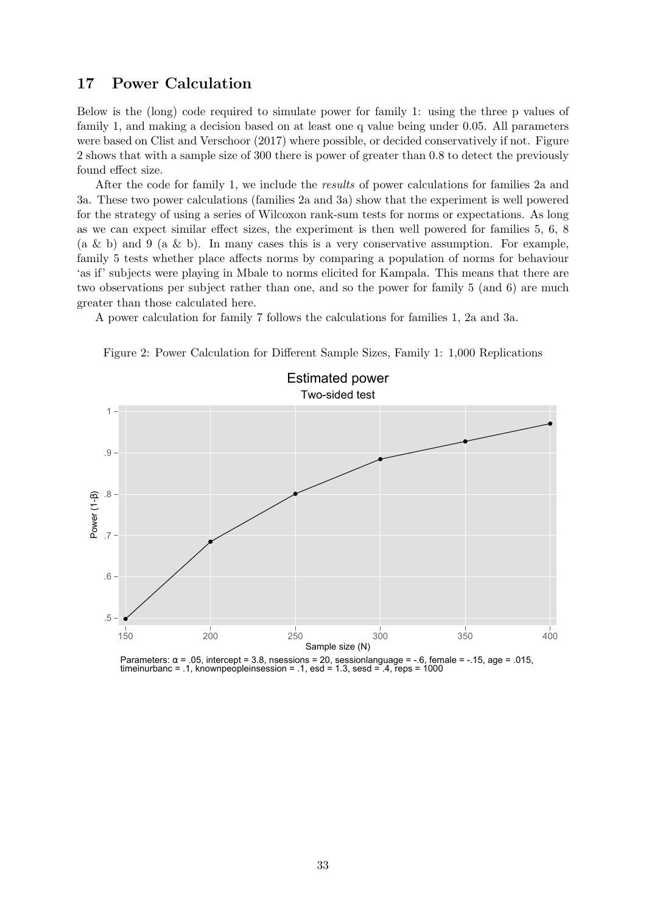## 17 Power Calculation

Below is the (long) code required to simulate power for family 1: using the three p values of family 1, and making a decision based on at least one q value being under 0.05. All parameters were based on Clist and Verschoor (2017) where possible, or decided conservatively if not. Figure 2 shows that with a sample size of 300 there is power of greater than 0.8 to detect the previously found effect size.

After the code for family 1, we include the *results* of power calculations for families 2a and 3a. These two power calculations (families 2a and 3a) show that the experiment is well powered for the strategy of using a series of Wilcoxon rank-sum tests for norms or expectations. As long as we can expect similar effect sizes, the experiment is then well powered for families 5, 6, 8 (a & b) and 9 (a & b). In many cases this is a very conservative assumption. For example, family 5 tests whether place affects norms by comparing a population of norms for behaviour 'as if' subjects were playing in Mbale to norms elicited for Kampala. This means that there are two observations per subject rather than one, and so the power for family 5 (and 6) are much greater than those calculated here.

A power calculation for family 7 follows the calculations for families 1, 2a and 3a.

Figure 2: Power Calculation for Different Sample Sizes, Family 1: 1,000 Replications

Parameters: α = .05, intercept = 3.8, nsessions = 20, sessionlanguage = -.6, female = -.15, age = .015, timeinurbanc = .1, knownpeopleinsession = .1, esd = 1.3, sesd = .4, reps = 1000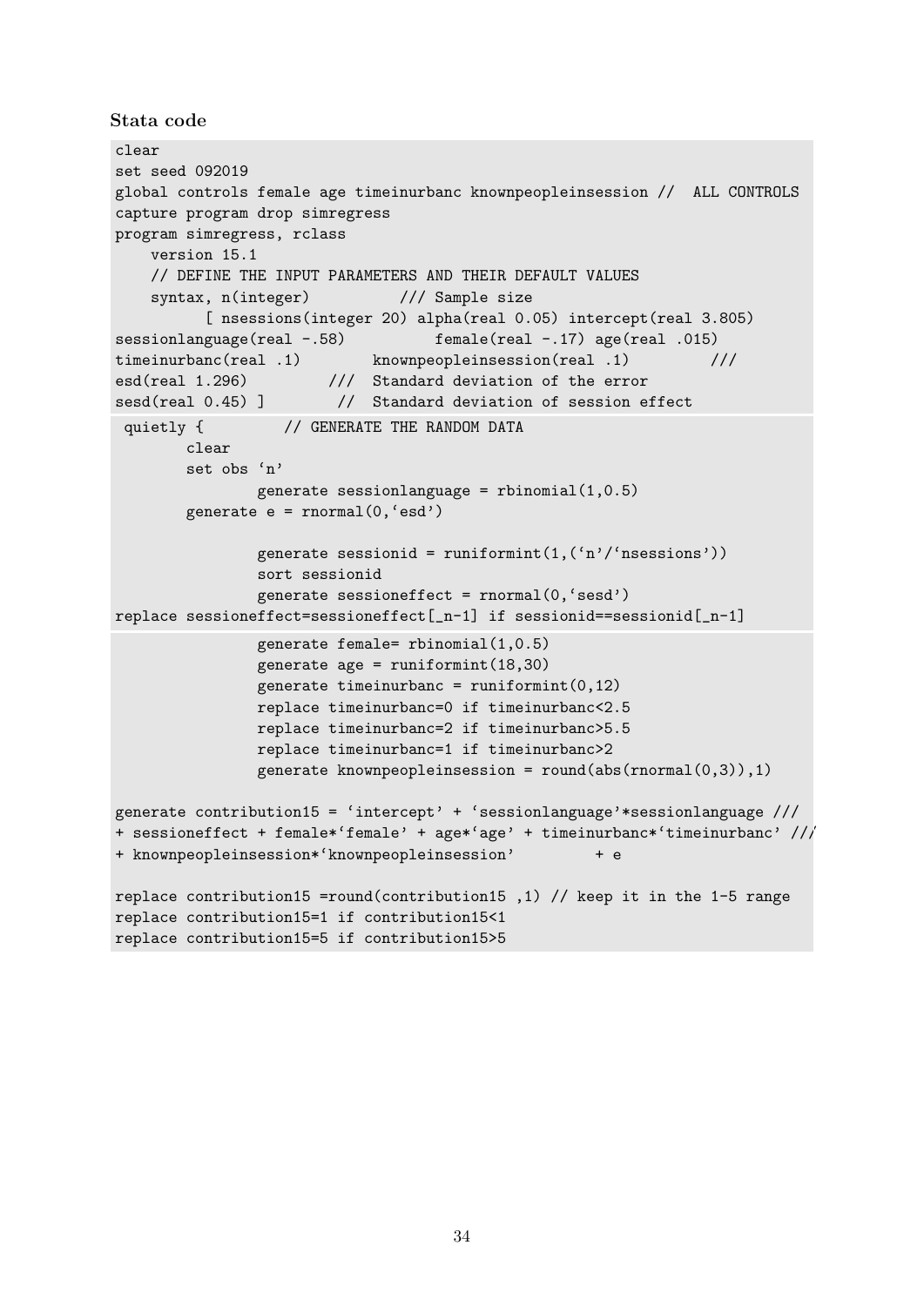**Stata code**

```
clear
set seed 092019
global controls female age timeinurbanc knownpeopleinsession //  ALL CONTROLS
capture program drop simregress
program simregress, rclass
    version 15.1
    // DEFINE THE INPUT PARAMETERS AND THEIR DEFAULT VALUES
    syntax, n(integer)          /// Sample size
          [ nsessions(integer 20) alpha(real 0.05) intercept(real 3.805)
sessionlanguage(real -.58)          female(real -.17) age(real .015)
timeinurbanc(real .1)        knownpeopleinsession(real .1)        ///
esd(real 1.296)         ///  Standard deviation of the error
sesd(real 0.45) ]        //  Standard deviation of session effect
 quietly {         // GENERATE THE RANDOM DATA
        clear
        set obs `n'
                generate sessionlanguage = rbinomial(1,0.5)
        generate e = rnormal(0,`esd')

                generate sessionid = runiformint(1,(`n'/`nsessions'))
                sort sessionid
                generate sessioneffect = rnormal(0,`sesd')
replace sessioneffect=sessioneffect[_n-1] if sessionid==sessionid[_n-1]
                generate female= rbinomial(1,0.5)
                generate age = runiformint(18,30)
                generate timeinurbanc = runiformint(0,12)
                replace timeinurbanc=0 if timeinurbanc<2.5
                replace timeinurbanc=2 if timeinurbanc>5.5
                replace timeinurbanc=1 if timeinurbanc>2
                generate knownpeopleinsession = round(abs(rnormal(0,3)),1)

generate contribution15 = `intercept' + `sessionlanguage'*sessionlanguage ///
+ sessioneffect + female*`female' + age*`age' + timeinurbanc*`timeinurbanc' ///
+ knownpeopleinsession*`knownpeopleinsession'        + e

replace contribution15 =round(contribution15 ,1) // keep it in the 1-5 range
replace contribution15=1 if contribution15<1
replace contribution15=5 if contribution15>5
```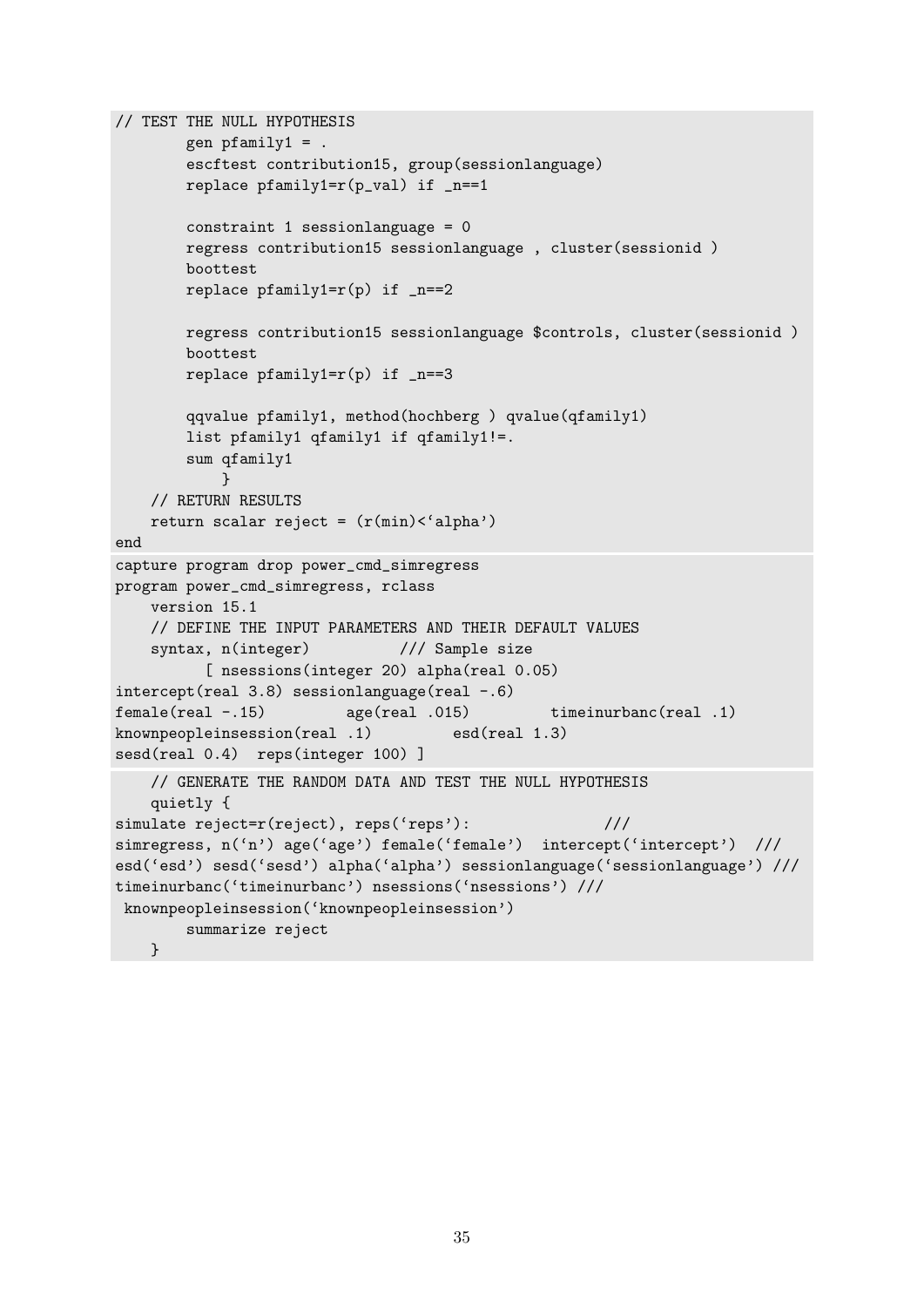```
// TEST THE NULL HYPOTHESIS
        gen pfamily1 = .
        escftest contribution15, group(sessionlanguage)
        replace pfamily1=r(p_val) if _n==1

        constraint 1 sessionlanguage = 0
        regress contribution15 sessionlanguage , cluster(sessionid )
        boottest
        replace pfamily1=r(p) if _n==2

        regress contribution15 sessionlanguage $controls, cluster(sessionid )
        boottest
        replace pfamily1=r(p) if _n==3

        qqvalue pfamily1, method(hochberg ) qvalue(qfamily1)
        list pfamily1 qfamily1 if qfamily1!=.
        sum qfamily1
            }
    // RETURN RESULTS
    return scalar reject = (r(min)<`alpha')
end
```

```
capture program drop power_cmd_simregress
program power_cmd_simregress, rclass
    version 15.1
    // DEFINE THE INPUT PARAMETERS AND THEIR DEFAULT VALUES
    syntax, n(integer)          /// Sample size
          [ nsessions(integer 20) alpha(real 0.05)
intercept(real 3.8) sessionlanguage(real -.6)
female(real -.15)         age(real .015)         timeinurbanc(real .1)
knownpeopleinsession(real .1)         esd(real 1.3)
sesd(real 0.4)  reps(integer 100) ]
```

```
    // GENERATE THE RANDOM DATA AND TEST THE NULL HYPOTHESIS
    quietly {
simulate reject=r(reject), reps(`reps'):               ///
simregress, n(`n') age(`age') female(`female')  intercept(`intercept')  ///
esd(`esd') sesd(`sesd') alpha(`alpha') sessionlanguage(`sessionlanguage') ///
timeinurbanc(`timeinurbanc') nsessions(`nsessions') ///
 knownpeopleinsession(`knownpeopleinsession')
        summarize reject
    }
```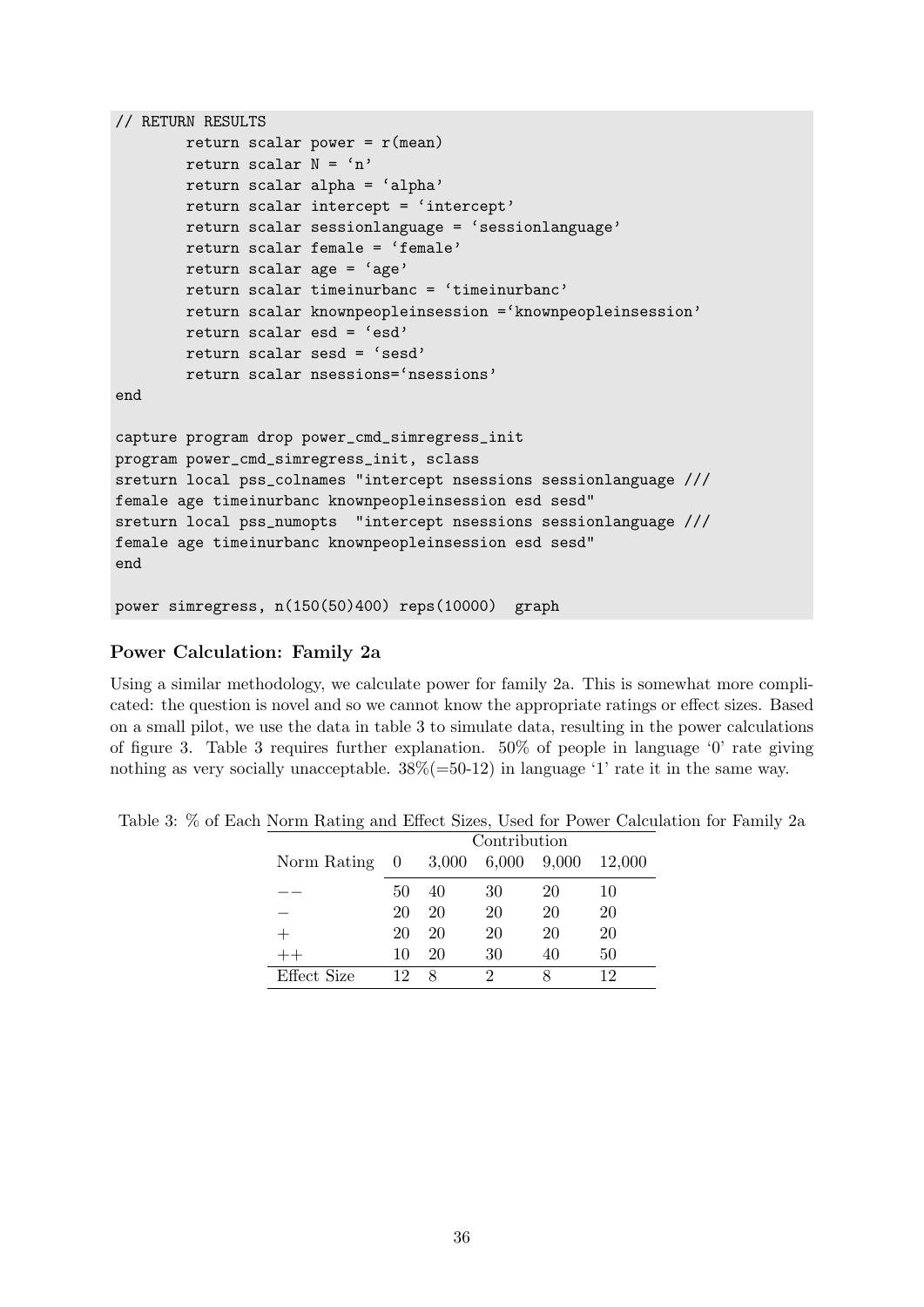```
// RETURN RESULTS
        return scalar power = r(mean)
        return scalar N = `n'
        return scalar alpha = `alpha'
        return scalar intercept = `intercept'
        return scalar sessionlanguage = `sessionlanguage'
        return scalar female = `female'
        return scalar age = `age'
        return scalar timeinurbanc = `timeinurbanc'
        return scalar knownpeopleinsession =`knownpeopleinsession'
        return scalar esd = `esd'
        return scalar sesd = `sesd'
        return scalar nsessions=`nsessions'
end

capture program drop power_cmd_simregress_init
program power_cmd_simregress_init, sclass
sreturn local pss_colnames "intercept nsessions sessionlanguage ///
female age timeinurbanc knownpeopleinsession esd sesd"
sreturn local pss_numopts  "intercept nsessions sessionlanguage ///
female age timeinurbanc knownpeopleinsession esd sesd"
end

power simregress, n(150(50)400) reps(10000)  graph
```

**Power Calculation: Family 2a**

Using a similar methodology, we calculate power for family 2a. This is somewhat more complicated: the question is novel and so we cannot know the appropriate ratings or effect sizes. Based on a small pilot, we use the data in table 3 to simulate data, resulting in the power calculations of figure 3. Table 3 requires further explanation. 50% of people in language '0' rate giving nothing as very socially unacceptable. 38%(=50-12) in language '1' rate it in the same way.

Table 3: % of Each Norm Rating and Effect Sizes, Used for Power Calculation for Family 2a

| | Contribution | | | | |
|---|---|---|---|---|---|
| Norm Rating | 0 | 3,000 | 6,000 | 9,000 | 12,000 |
| −− | 50 | 40 | 30 | 20 | 10 |
| − | 20 | 20 | 20 | 20 | 20 |
| + | 20 | 20 | 20 | 20 | 20 |
| ++ | 10 | 20 | 30 | 40 | 50 |
| Effect Size | 12 | 8 | 2 | 8 | 12 |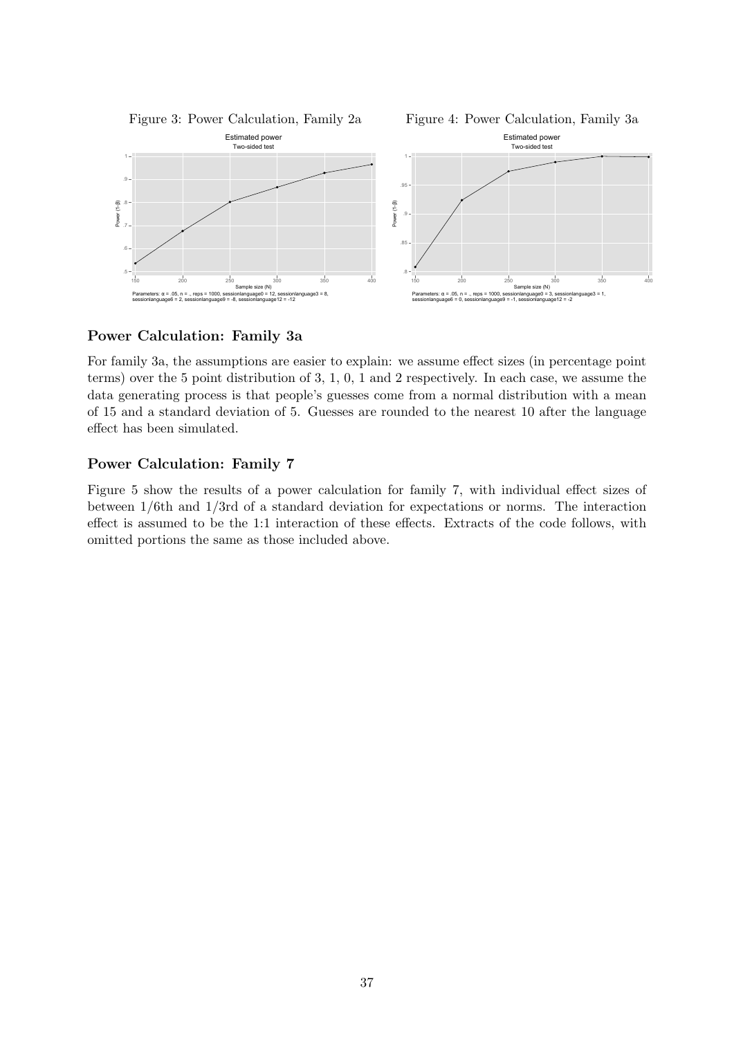Figure 3: Power Calculation, Family 2a

Figure 4: Power Calculation, Family 3a

### Power Calculation: Family 3a

For family 3a, the assumptions are easier to explain: we assume effect sizes (in percentage point terms) over the 5 point distribution of 3, 1, 0, 1 and 2 respectively. In each case, we assume the data generating process is that people's guesses come from a normal distribution with a mean of 15 and a standard deviation of 5. Guesses are rounded to the nearest 10 after the language effect has been simulated.

### Power Calculation: Family 7

Figure 5 show the results of a power calculation for family 7, with individual effect sizes of between 1/6th and 1/3rd of a standard deviation for expectations or norms. The interaction effect is assumed to be the 1:1 interaction of these effects. Extracts of the code follows, with omitted portions the same as those included above.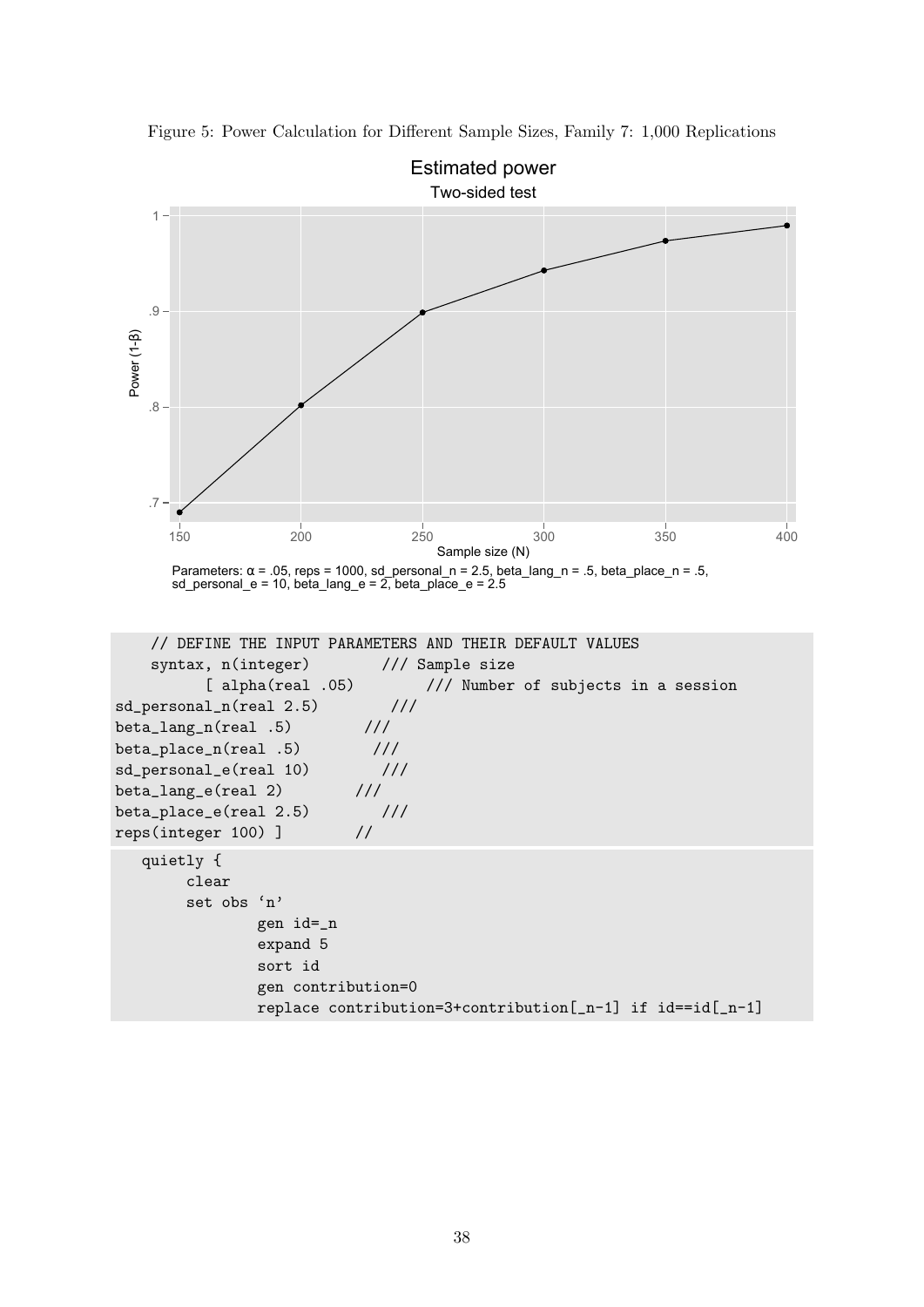Figure 5: Power Calculation for Different Sample Sizes, Family 7: 1,000 Replications

Estimated power

Two-sided test

Parameters: α = .05, reps = 1000, sd_personal_n = 2.5, beta_lang_n = .5, beta_place_n = .5, sd_personal_e = 10, beta_lang_e = 2, beta_place_e = 2.5

```
    // DEFINE THE INPUT PARAMETERS AND THEIR DEFAULT VALUES
    syntax, n(integer)        /// Sample size
          [ alpha(real .05)        /// Number of subjects in a session
sd_personal_n(real 2.5)        ///
beta_lang_n(real .5)        ///
beta_place_n(real .5)        ///
sd_personal_e(real 10)        ///
beta_lang_e(real 2)        ///
beta_place_e(real 2.5)        ///
reps(integer 100) ]        //
```

```
   quietly {
        clear
        set obs `n'
                gen id=_n
                expand 5
                sort id
                gen contribution=0
                replace contribution=3+contribution[_n-1] if id==id[_n-1]
```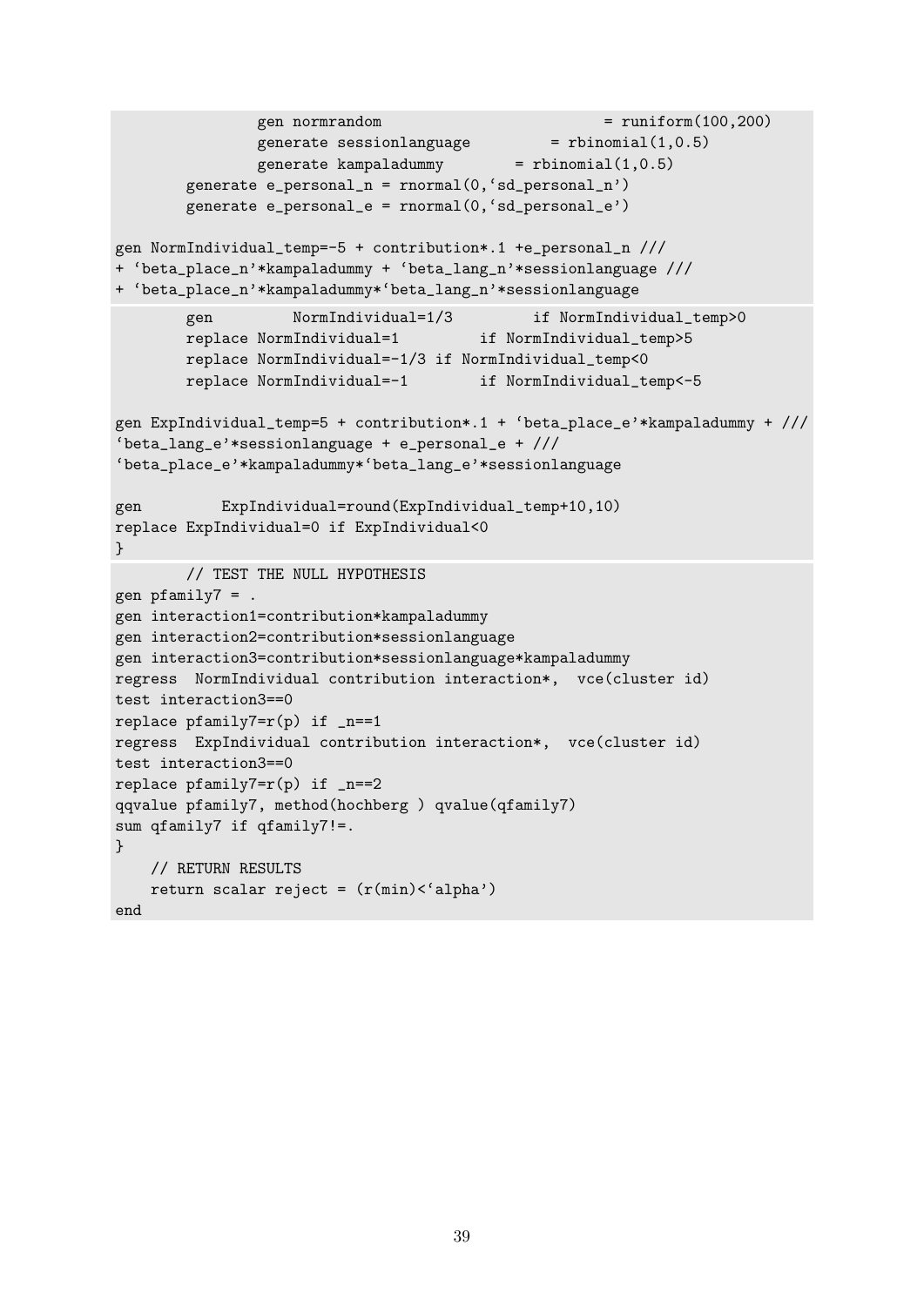```
            gen normrandom                        = runiform(100,200)
            generate sessionlanguage         = rbinomial(1,0.5)
            generate kampaladummy        = rbinomial(1,0.5)
        generate e_personal_n = rnormal(0,`sd_personal_n')
        generate e_personal_e = rnormal(0,`sd_personal_e')

gen NormIndividual_temp=-5 + contribution*.1 +e_personal_n ///
+ `beta_place_n'*kampaladummy + `beta_lang_n'*sessionlanguage ///
+ `beta_place_n'*kampaladummy*`beta_lang_n'*sessionlanguage
        gen         NormIndividual=1/3         if NormIndividual_temp>0
        replace NormIndividual=1         if NormIndividual_temp>5
        replace NormIndividual=-1/3 if NormIndividual_temp<0
        replace NormIndividual=-1        if NormIndividual_temp<-5

gen ExpIndividual_temp=5 + contribution*.1 + `beta_place_e'*kampaladummy + ///
`beta_lang_e'*sessionlanguage + e_personal_e + ///
`beta_place_e'*kampaladummy*`beta_lang_e'*sessionlanguage

gen         ExpIndividual=round(ExpIndividual_temp+10,10)
replace ExpIndividual=0 if ExpIndividual<0
}
        // TEST THE NULL HYPOTHESIS
gen pfamily7 = .
gen interaction1=contribution*kampaladummy
gen interaction2=contribution*sessionlanguage
gen interaction3=contribution*sessionlanguage*kampaladummy
regress  NormIndividual contribution interaction*,  vce(cluster id)
test interaction3==0
replace pfamily7=r(p) if _n==1
regress  ExpIndividual contribution interaction*,  vce(cluster id)
test interaction3==0
replace pfamily7=r(p) if _n==2
qqvalue pfamily7, method(hochberg ) qvalue(qfamily7)
sum qfamily7 if qfamily7!=.
}
    // RETURN RESULTS
    return scalar reject = (r(min)<`alpha')
end
```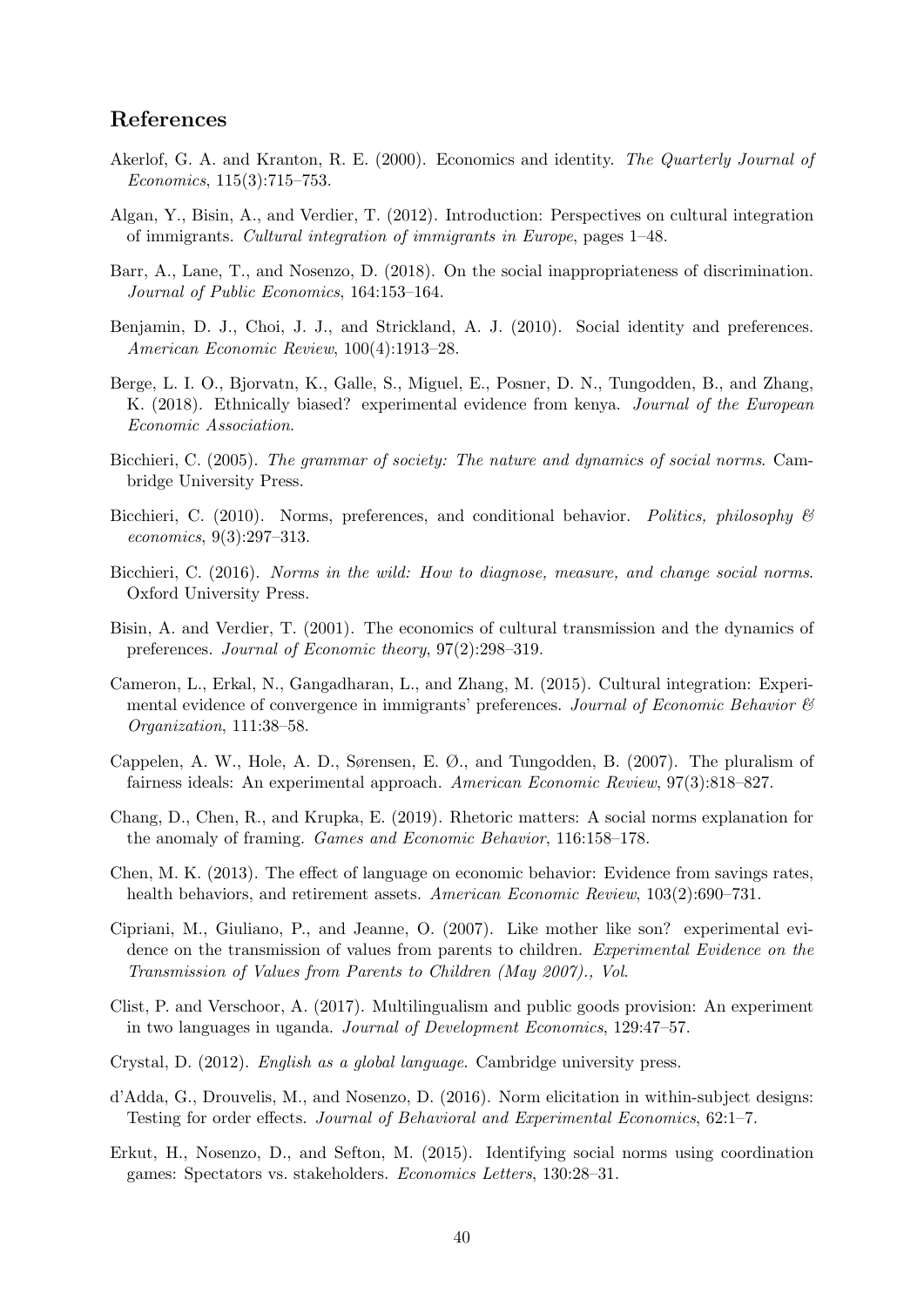## References

Akerlof, G. A. and Kranton, R. E. (2000). Economics and identity. *The Quarterly Journal of Economics*, 115(3):715–753.

Algan, Y., Bisin, A., and Verdier, T. (2012). Introduction: Perspectives on cultural integration of immigrants. *Cultural integration of immigrants in Europe*, pages 1–48.

Barr, A., Lane, T., and Nosenzo, D. (2018). On the social inappropriateness of discrimination. *Journal of Public Economics*, 164:153–164.

Benjamin, D. J., Choi, J. J., and Strickland, A. J. (2010). Social identity and preferences. *American Economic Review*, 100(4):1913–28.

Berge, L. I. O., Bjorvatn, K., Galle, S., Miguel, E., Posner, D. N., Tungodden, B., and Zhang, K. (2018). Ethnically biased? experimental evidence from kenya. *Journal of the European Economic Association*.

Bicchieri, C. (2005). *The grammar of society: The nature and dynamics of social norms*. Cambridge University Press.

Bicchieri, C. (2010). Norms, preferences, and conditional behavior. *Politics, philosophy & economics*, 9(3):297–313.

Bicchieri, C. (2016). *Norms in the wild: How to diagnose, measure, and change social norms*. Oxford University Press.

Bisin, A. and Verdier, T. (2001). The economics of cultural transmission and the dynamics of preferences. *Journal of Economic theory*, 97(2):298–319.

Cameron, L., Erkal, N., Gangadharan, L., and Zhang, M. (2015). Cultural integration: Experimental evidence of convergence in immigrants' preferences. *Journal of Economic Behavior & Organization*, 111:38–58.

Cappelen, A. W., Hole, A. D., Sørensen, E. Ø., and Tungodden, B. (2007). The pluralism of fairness ideals: An experimental approach. *American Economic Review*, 97(3):818–827.

Chang, D., Chen, R., and Krupka, E. (2019). Rhetoric matters: A social norms explanation for the anomaly of framing. *Games and Economic Behavior*, 116:158–178.

Chen, M. K. (2013). The effect of language on economic behavior: Evidence from savings rates, health behaviors, and retirement assets. *American Economic Review*, 103(2):690–731.

Cipriani, M., Giuliano, P., and Jeanne, O. (2007). Like mother like son? experimental evidence on the transmission of values from parents to children. *Experimental Evidence on the Transmission of Values from Parents to Children (May 2007)., Vol*.

Clist, P. and Verschoor, A. (2017). Multilingualism and public goods provision: An experiment in two languages in uganda. *Journal of Development Economics*, 129:47–57.

Crystal, D. (2012). *English as a global language*. Cambridge university press.

d'Adda, G., Drouvelis, M., and Nosenzo, D. (2016). Norm elicitation in within-subject designs: Testing for order effects. *Journal of Behavioral and Experimental Economics*, 62:1–7.

Erkut, H., Nosenzo, D., and Sefton, M. (2015). Identifying social norms using coordination games: Spectators vs. stakeholders. *Economics Letters*, 130:28–31.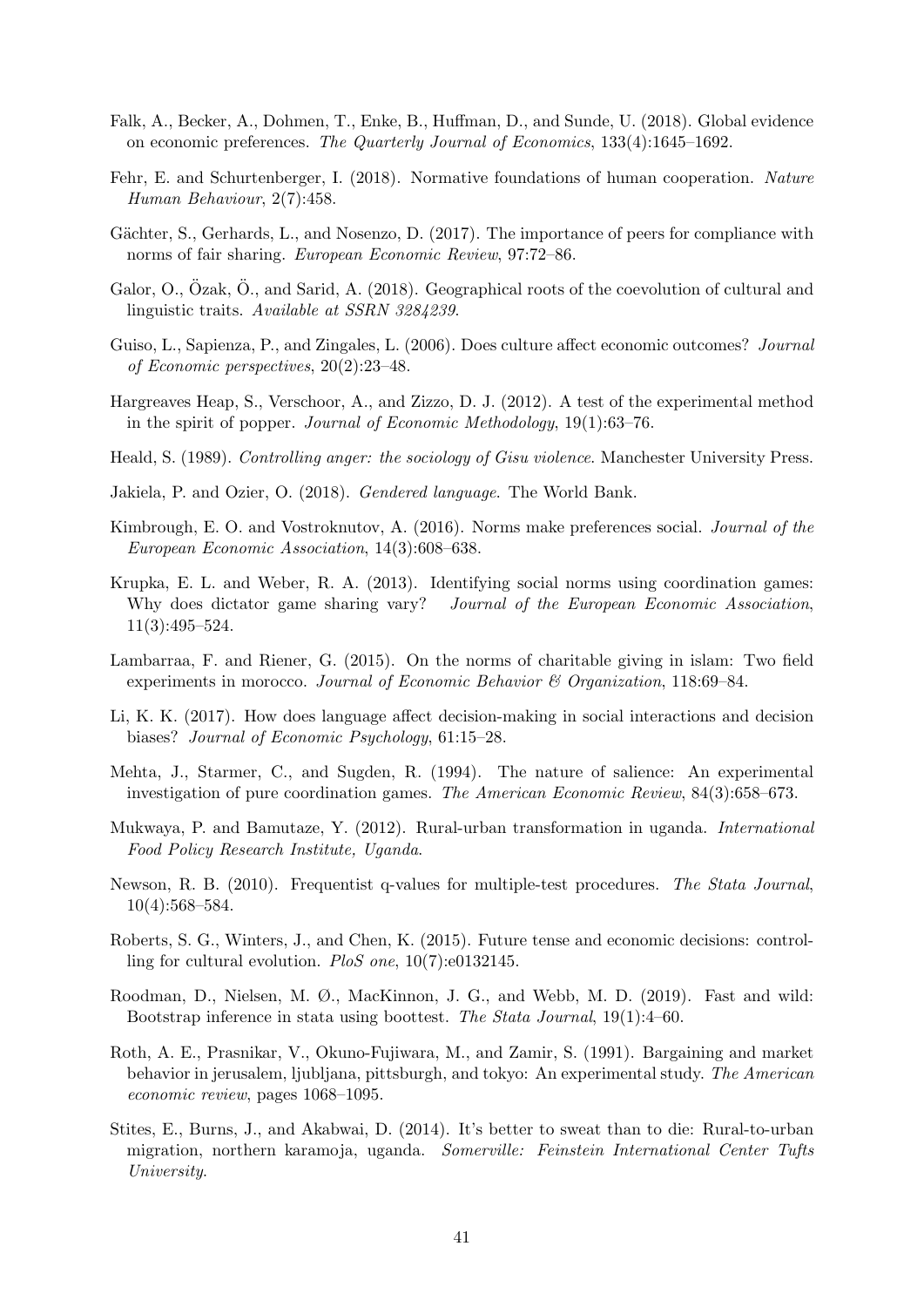Falk, A., Becker, A., Dohmen, T., Enke, B., Huffman, D., and Sunde, U. (2018). Global evidence on economic preferences. *The Quarterly Journal of Economics*, 133(4):1645–1692.

Fehr, E. and Schurtenberger, I. (2018). Normative foundations of human cooperation. *Nature Human Behaviour*, 2(7):458.

Gächter, S., Gerhards, L., and Nosenzo, D. (2017). The importance of peers for compliance with norms of fair sharing. *European Economic Review*, 97:72–86.

Galor, O., Özak, Ö., and Sarid, A. (2018). Geographical roots of the coevolution of cultural and linguistic traits. *Available at SSRN 3284239*.

Guiso, L., Sapienza, P., and Zingales, L. (2006). Does culture affect economic outcomes? *Journal of Economic perspectives*, 20(2):23–48.

Hargreaves Heap, S., Verschoor, A., and Zizzo, D. J. (2012). A test of the experimental method in the spirit of popper. *Journal of Economic Methodology*, 19(1):63–76.

Heald, S. (1989). *Controlling anger: the sociology of Gisu violence*. Manchester University Press.

Jakiela, P. and Ozier, O. (2018). *Gendered language*. The World Bank.

Kimbrough, E. O. and Vostroknutov, A. (2016). Norms make preferences social. *Journal of the European Economic Association*, 14(3):608–638.

Krupka, E. L. and Weber, R. A. (2013). Identifying social norms using coordination games: Why does dictator game sharing vary? *Journal of the European Economic Association*, 11(3):495–524.

Lambarraa, F. and Riener, G. (2015). On the norms of charitable giving in islam: Two field experiments in morocco. *Journal of Economic Behavior & Organization*, 118:69–84.

Li, K. K. (2017). How does language affect decision-making in social interactions and decision biases? *Journal of Economic Psychology*, 61:15–28.

Mehta, J., Starmer, C., and Sugden, R. (1994). The nature of salience: An experimental investigation of pure coordination games. *The American Economic Review*, 84(3):658–673.

Mukwaya, P. and Bamutaze, Y. (2012). Rural-urban transformation in uganda. *International Food Policy Research Institute, Uganda*.

Newson, R. B. (2010). Frequentist q-values for multiple-test procedures. *The Stata Journal*, 10(4):568–584.

Roberts, S. G., Winters, J., and Chen, K. (2015). Future tense and economic decisions: controlling for cultural evolution. *PloS one*, 10(7):e0132145.

Roodman, D., Nielsen, M. Ø., MacKinnon, J. G., and Webb, M. D. (2019). Fast and wild: Bootstrap inference in stata using boottest. *The Stata Journal*, 19(1):4–60.

Roth, A. E., Prasnikar, V., Okuno-Fujiwara, M., and Zamir, S. (1991). Bargaining and market behavior in jerusalem, ljubljana, pittsburgh, and tokyo: An experimental study. *The American economic review*, pages 1068–1095.

Stites, E., Burns, J., and Akabwai, D. (2014). It's better to sweat than to die: Rural-to-urban migration, northern karamoja, uganda. *Somerville: Feinstein International Center Tufts University*.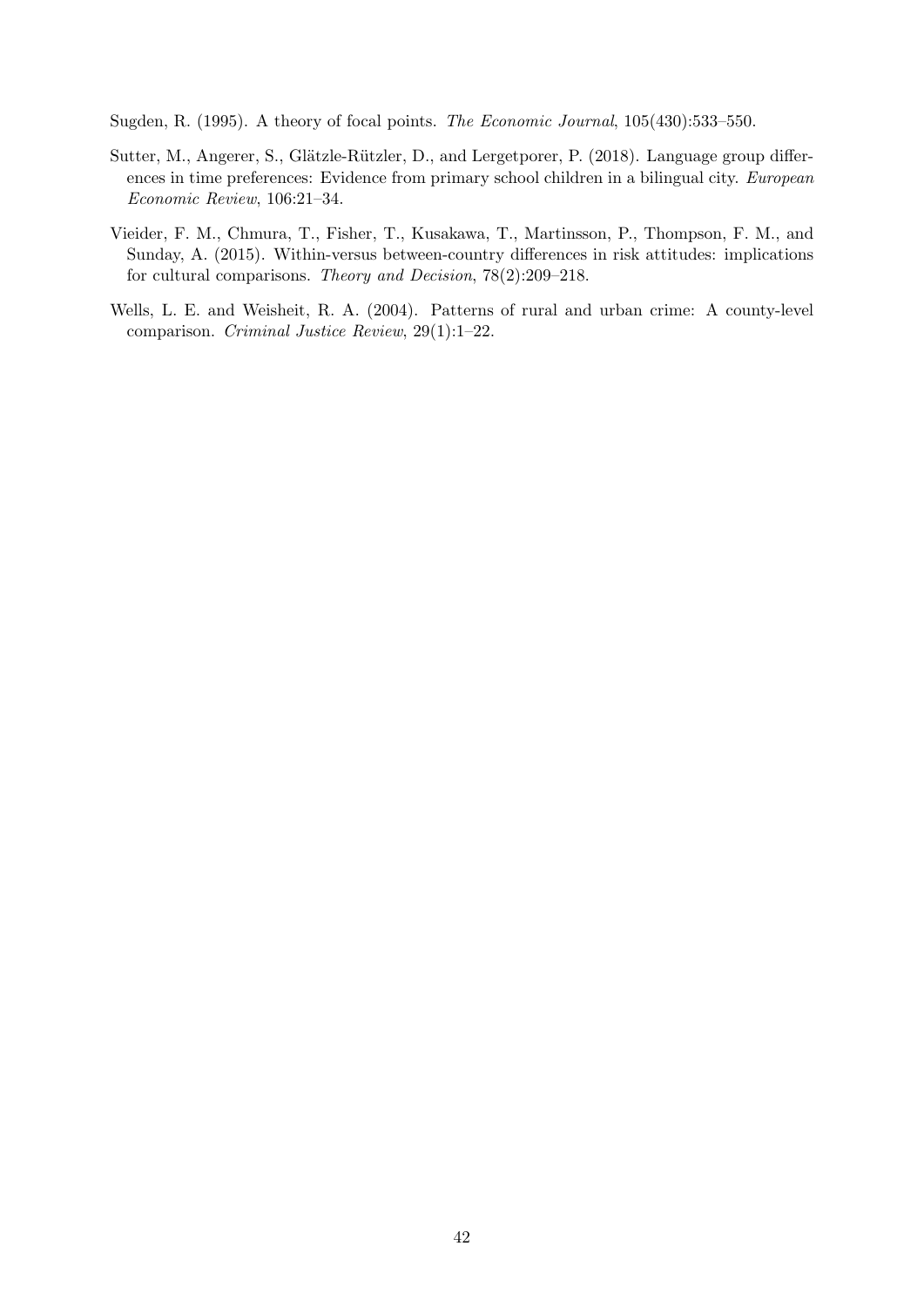Sugden, R. (1995). A theory of focal points. *The Economic Journal*, 105(430):533–550.

Sutter, M., Angerer, S., Glätzle-Rützler, D., and Lergetporer, P. (2018). Language group differences in time preferences: Evidence from primary school children in a bilingual city. *European Economic Review*, 106:21–34.

Vieider, F. M., Chmura, T., Fisher, T., Kusakawa, T., Martinsson, P., Thompson, F. M., and Sunday, A. (2015). Within-versus between-country differences in risk attitudes: implications for cultural comparisons. *Theory and Decision*, 78(2):209–218.

Wells, L. E. and Weisheit, R. A. (2004). Patterns of rural and urban crime: A county-level comparison. *Criminal Justice Review*, 29(1):1–22.